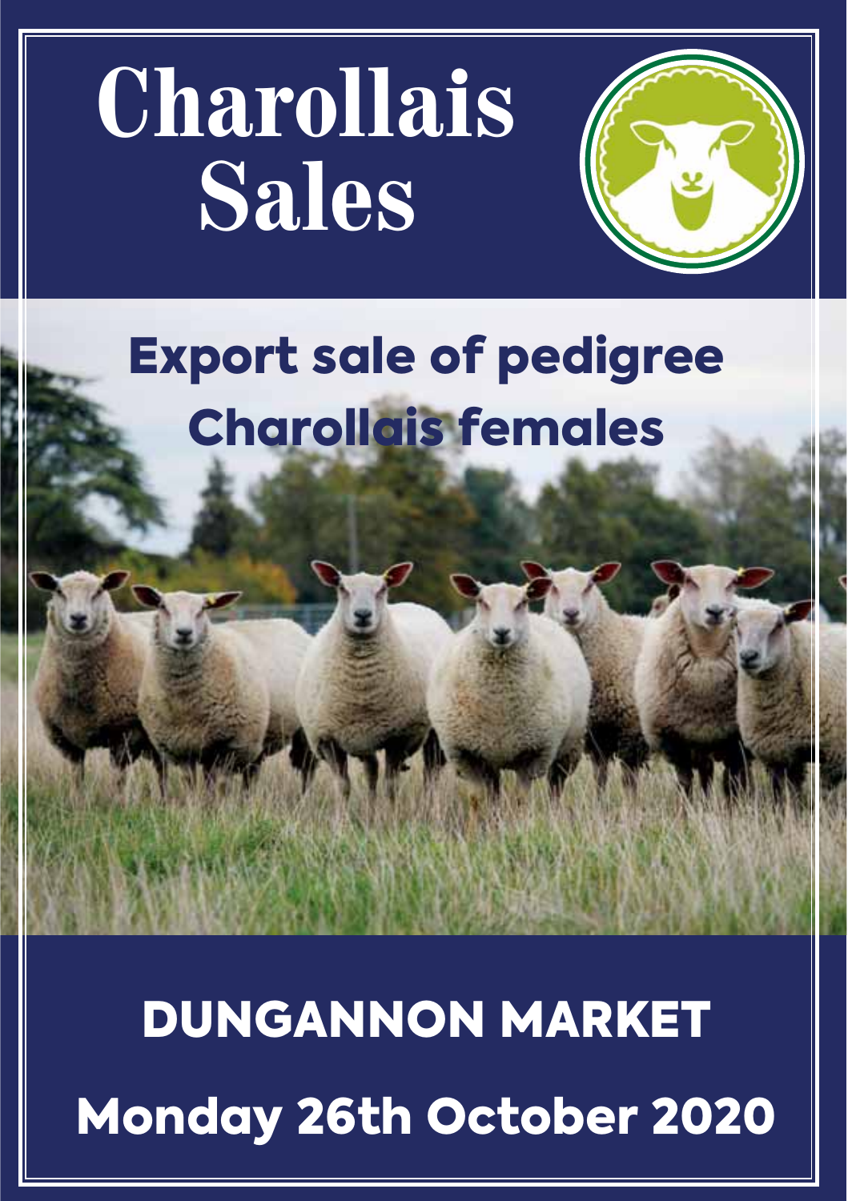# Charollais Sales

## Export sale of pedigree Charollais females

## DUNGANNON MARKET

## Monday 26th October 2020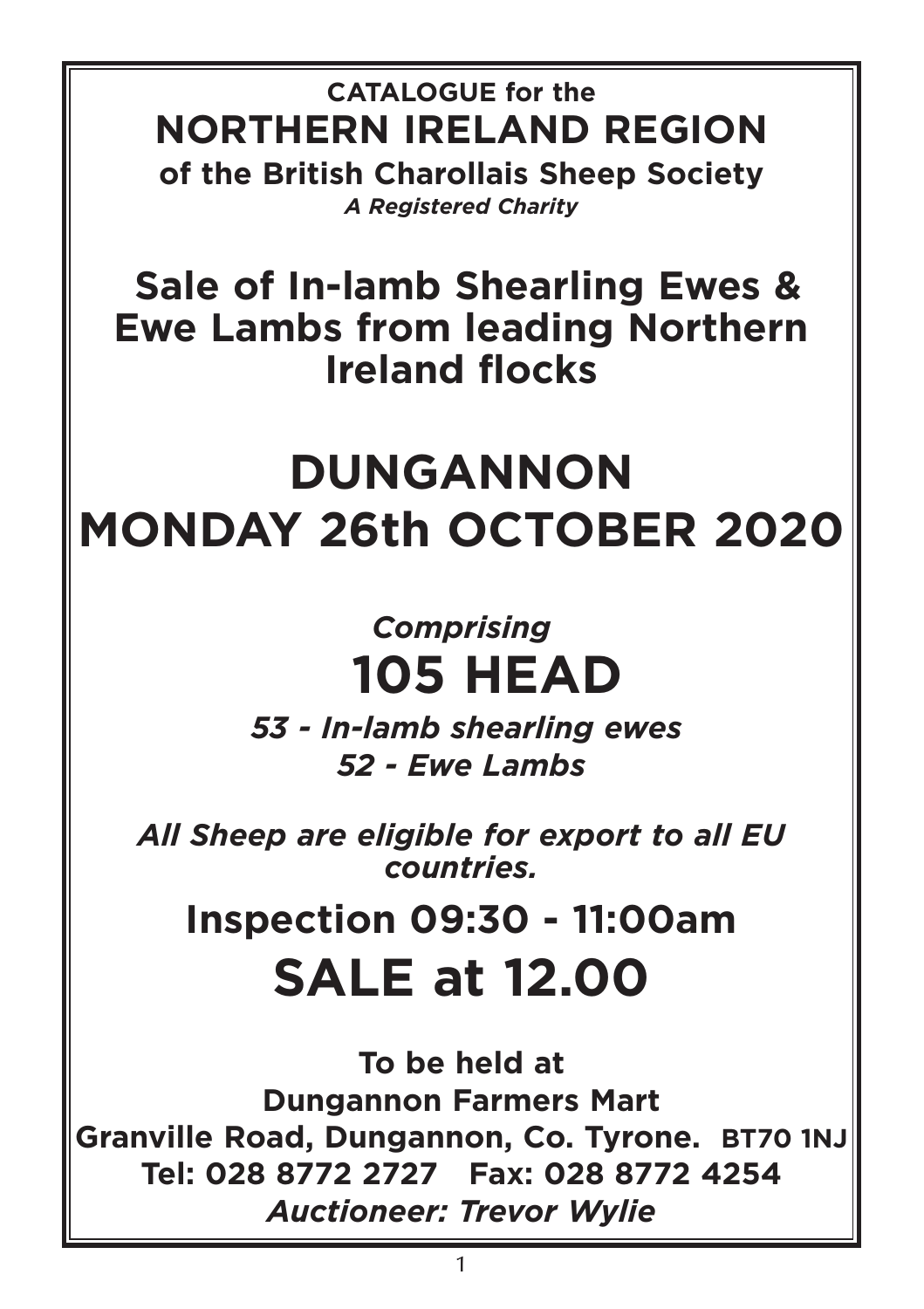**CATALOGUE for the**

# NORTHERN IRELAND REGION

**of the British Charollais Sheep Society**

***A Registered Charity***

## Sale of In-lamb Shearling Ewes & Ewe Lambs from leading Northern Ireland flocks

# DUNGANNON
# MONDAY 26th OCTOBER 2020

***Comprising***

# 105 HEAD

***53 - In-lamb shearling ewes***

***52 - Ewe Lambs***

***All Sheep are eligible for export to all EU countries.***

## Inspection 09:30 - 11:00am

# SALE at 12.00

**To be held at**

**Dungannon Farmers Mart**

**Granville Road, Dungannon, Co. Tyrone. BT70 1NJ**

**Tel: 028 8772 2727 Fax: 028 8772 4254**

***Auctioneer: Trevor Wylie***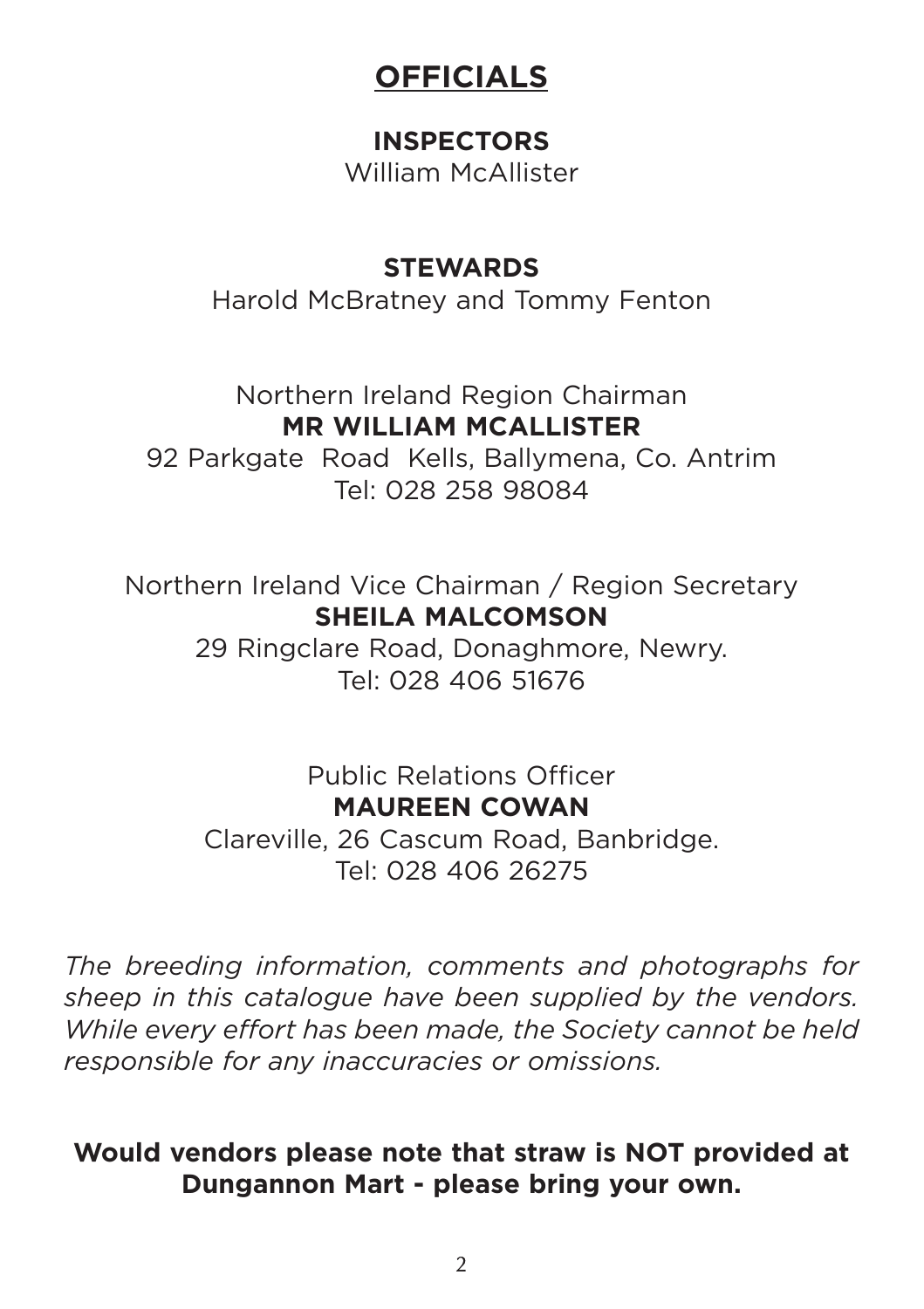# OFFICIALS

**INSPECTORS**

William McAllister

**STEWARDS**

Harold McBratney and Tommy Fenton

Northern Ireland Region Chairman

**MR WILLIAM MCALLISTER**

92 Parkgate Road Kells, Ballymena, Co. Antrim

Tel: 028 258 98084

Northern Ireland Vice Chairman / Region Secretary

**SHEILA MALCOMSON**

29 Ringclare Road, Donaghmore, Newry.

Tel: 028 406 51676

Public Relations Officer

**MAUREEN COWAN**

Clareville, 26 Cascum Road, Banbridge.

Tel: 028 406 26275

*The breeding information, comments and photographs for sheep in this catalogue have been supplied by the vendors. While every effort has been made, the Society cannot be held responsible for any inaccuracies or omissions.*

**Would vendors please note that straw is NOT provided at Dungannon Mart - please bring your own.**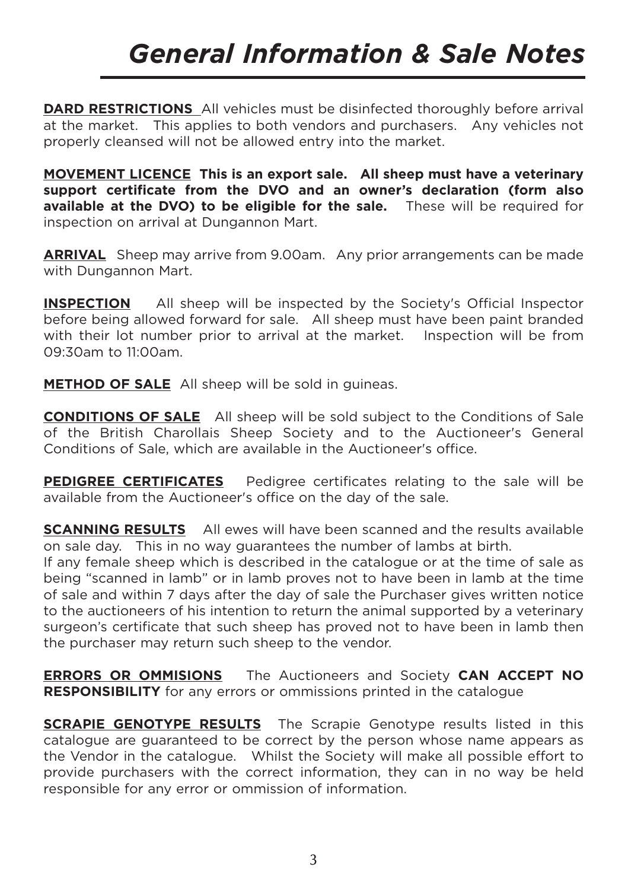# *General Information & Sale Notes*

**DARD RESTRICTIONS** All vehicles must be disinfected thoroughly before arrival at the market. This applies to both vendors and purchasers. Any vehicles not properly cleansed will not be allowed entry into the market.

**MOVEMENT LICENCE** **This is an export sale. All sheep must have a veterinary support certificate from the DVO and an owner's declaration (form also available at the DVO) to be eligible for the sale.** These will be required for inspection on arrival at Dungannon Mart.

**ARRIVAL** Sheep may arrive from 9.00am. Any prior arrangements can be made with Dungannon Mart.

**INSPECTION** All sheep will be inspected by the Society's Official Inspector before being allowed forward for sale. All sheep must have been paint branded with their lot number prior to arrival at the market. Inspection will be from 09:30am to 11:00am.

**METHOD OF SALE** All sheep will be sold in guineas.

**CONDITIONS OF SALE** All sheep will be sold subject to the Conditions of Sale of the British Charollais Sheep Society and to the Auctioneer's General Conditions of Sale, which are available in the Auctioneer's office.

**PEDIGREE CERTIFICATES** Pedigree certificates relating to the sale will be available from the Auctioneer's office on the day of the sale.

**SCANNING RESULTS** All ewes will have been scanned and the results available on sale day. This in no way guarantees the number of lambs at birth.
If any female sheep which is described in the catalogue or at the time of sale as being "scanned in lamb" or in lamb proves not to have been in lamb at the time of sale and within 7 days after the day of sale the Purchaser gives written notice to the auctioneers of his intention to return the animal supported by a veterinary surgeon's certificate that such sheep has proved not to have been in lamb then the purchaser may return such sheep to the vendor.

**ERRORS OR OMMISIONS** The Auctioneers and Society **CAN ACCEPT NO RESPONSIBILITY** for any errors or ommissions printed in the catalogue

**SCRAPIE GENOTYPE RESULTS** The Scrapie Genotype results listed in this catalogue are guaranteed to be correct by the person whose name appears as the Vendor in the catalogue. Whilst the Society will make all possible effort to provide purchasers with the correct information, they can in no way be held responsible for any error or ommission of information.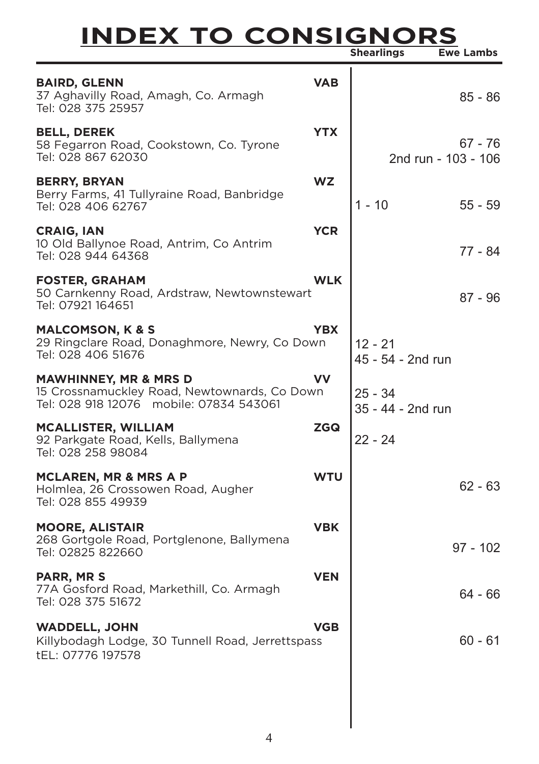# INDEX TO CONSIGNORS

| Consignor | Code | Shearlings | Ewe Lambs |
|---|---|---|---|
| **BAIRD, GLENN**<br>37 Aghavilly Road, Amagh, Co. Armagh<br>Tel: 028 375 25957 | **VAB** | | 85 - 86 |
| **BELL, DEREK**<br>58 Fegarron Road, Cookstown, Co. Tyrone<br>Tel: 028 867 62030 | **YTX** | | 67 - 76<br>2nd run - 103 - 106 |
| **BERRY, BRYAN**<br>Berry Farms, 41 Tullyraine Road, Banbridge<br>Tel: 028 406 62767 | **WZ** | 1 - 10 | 55 - 59 |
| **CRAIG, IAN**<br>10 Old Ballynoe Road, Antrim, Co Antrim<br>Tel: 028 944 64368 | **YCR** | | 77 - 84 |
| **FOSTER, GRAHAM**<br>50 Carnkenny Road, Ardstraw, Newtownstewart<br>Tel: 07921 164651 | **WLK** | | 87 - 96 |
| **MALCOMSON, K & S**<br>29 Ringclare Road, Donaghmore, Newry, Co Down<br>Tel: 028 406 51676 | **YBX** | 12 - 21<br>45 - 54 - 2nd run | |
| **MAWHINNEY, MR & MRS D**<br>15 Crossnamuckley Road, Newtownards, Co Down<br>Tel: 028 918 12076 mobile: 07834 543061 | **VV** | 25 - 34<br>35 - 44 - 2nd run | |
| **MCALLISTER, WILLIAM**<br>92 Parkgate Road, Kells, Ballymena<br>Tel: 028 258 98084 | **ZGQ** | 22 - 24 | |
| **MCLAREN, MR & MRS A P**<br>Holmlea, 26 Crossowen Road, Augher<br>Tel: 028 855 49939 | **WTU** | | 62 - 63 |
| **MOORE, ALISTAIR**<br>268 Gortgole Road, Portglenone, Ballymena<br>Tel: 02825 822660 | **VBK** | | 97 - 102 |
| **PARR, MR S**<br>77A Gosford Road, Markethill, Co. Armagh<br>Tel: 028 375 51672 | **VEN** | | 64 - 66 |
| **WADDELL, JOHN**<br>Killybodagh Lodge, 30 Tunnell Road, Jerrettspass<br>tEL: 07776 197578 | **VGB** | | 60 - 61 |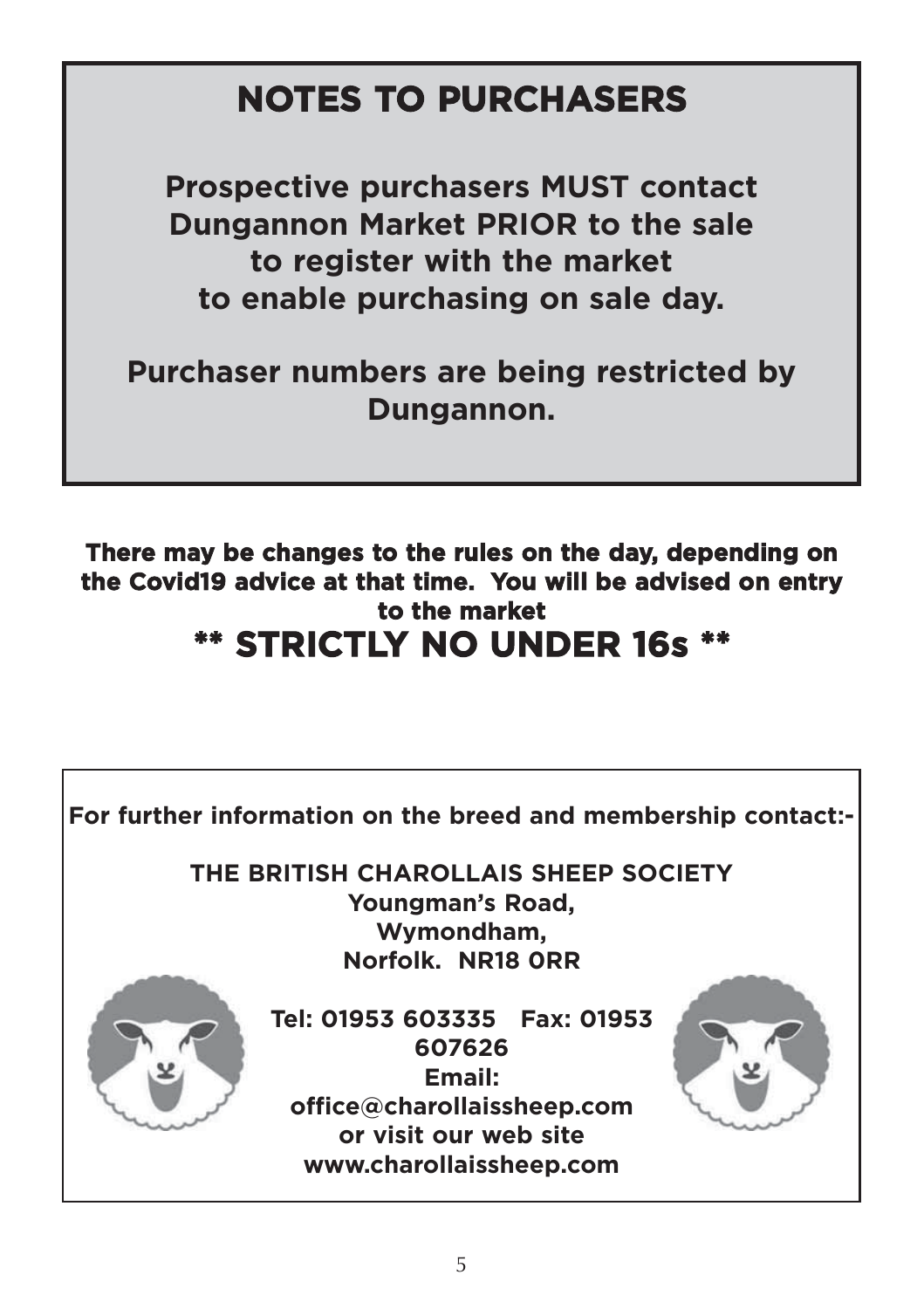# NOTES TO PURCHASERS

**Prospective purchasers MUST contact Dungannon Market PRIOR to the sale to register with the market to enable purchasing on sale day.**

**Purchaser numbers are being restricted by Dungannon.**

**There may be changes to the rules on the day, depending on the Covid19 advice at that time. You will be advised on entry to the market**

## ** STRICTLY NO UNDER 16s **

**For further information on the breed and membership contact:-**

**THE BRITISH CHAROLLAIS SHEEP SOCIETY**
**Youngman's Road,**
**Wymondham,**
**Norfolk. NR18 0RR**

**Tel: 01953 603335 Fax: 01953 607626**
**Email:**
**office@charollaissheep.com**
**or visit our web site**
**www.charollaissheep.com**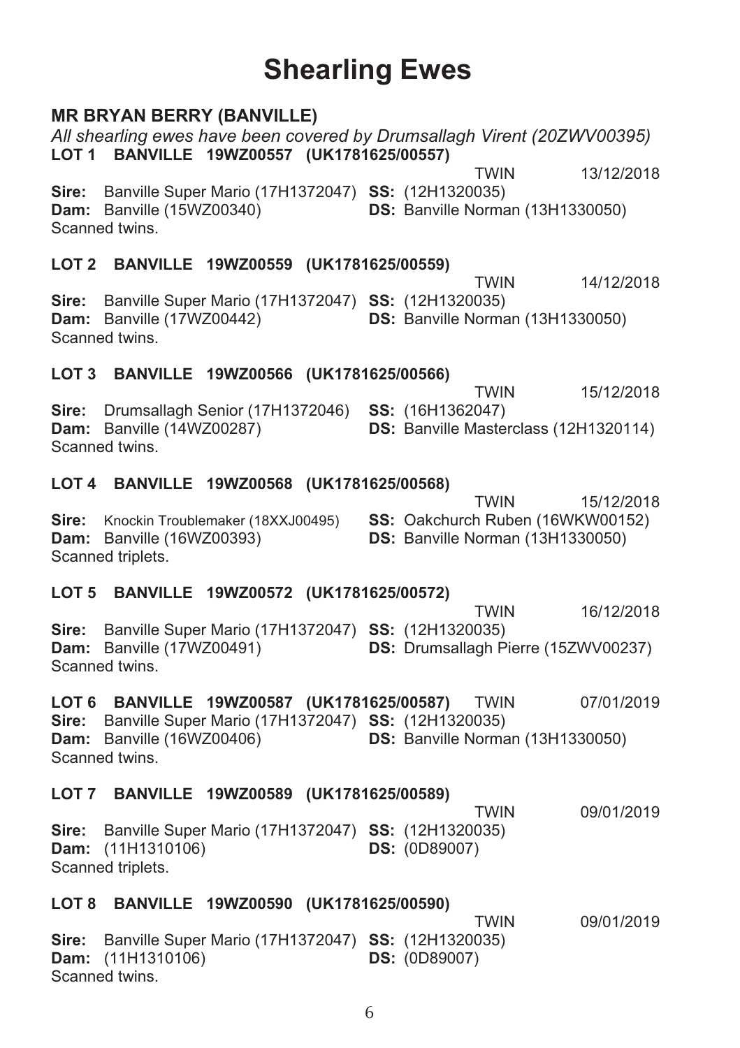# Shearling Ewes

## MR BRYAN BERRY (BANVILLE)

*All shearling ewes have been covered by Drumsallagh Virent (20ZWV00395)*

**LOT 1 BANVILLE 19WZ00557 (UK1781625/00557)**

TWIN 13/12/2018

**Sire:** Banville Super Mario (17H1372047) **SS:** (12H1320035)
**Dam:** Banville (15WZ00340) **DS:** Banville Norman (13H1330050)
Scanned twins.

**LOT 2 BANVILLE 19WZ00559 (UK1781625/00559)**

TWIN 14/12/2018

**Sire:** Banville Super Mario (17H1372047) **SS:** (12H1320035)
**Dam:** Banville (17WZ00442) **DS:** Banville Norman (13H1330050)
Scanned twins.

**LOT 3 BANVILLE 19WZ00566 (UK1781625/00566)**

TWIN 15/12/2018

**Sire:** Drumsallagh Senior (17H1372046) **SS:** (16H1362047)
**Dam:** Banville (14WZ00287) **DS:** Banville Masterclass (12H1320114)
Scanned twins.

**LOT 4 BANVILLE 19WZ00568 (UK1781625/00568)**

TWIN 15/12/2018

**Sire:** Knockin Troublemaker (18XXJ00495) **SS:** Oakchurch Ruben (16WKW00152)
**Dam:** Banville (16WZ00393) **DS:** Banville Norman (13H1330050)
Scanned triplets.

**LOT 5 BANVILLE 19WZ00572 (UK1781625/00572)**

TWIN 16/12/2018

**Sire:** Banville Super Mario (17H1372047) **SS:** (12H1320035)
**Dam:** Banville (17WZ00491) **DS:** Drumsallagh Pierre (15ZWV00237)
Scanned twins.

**LOT 6 BANVILLE 19WZ00587 (UK1781625/00587)** TWIN 07/01/2019

**Sire:** Banville Super Mario (17H1372047) **SS:** (12H1320035)
**Dam:** Banville (16WZ00406) **DS:** Banville Norman (13H1330050)
Scanned twins.

**LOT 7 BANVILLE 19WZ00589 (UK1781625/00589)**

TWIN 09/01/2019

**Sire:** Banville Super Mario (17H1372047) **SS:** (12H1320035)
**Dam:** (11H1310106) **DS:** (0D89007)
Scanned triplets.

**LOT 8 BANVILLE 19WZ00590 (UK1781625/00590)**

TWIN 09/01/2019

**Sire:** Banville Super Mario (17H1372047) **SS:** (12H1320035)
**Dam:** (11H1310106) **DS:** (0D89007)
Scanned twins.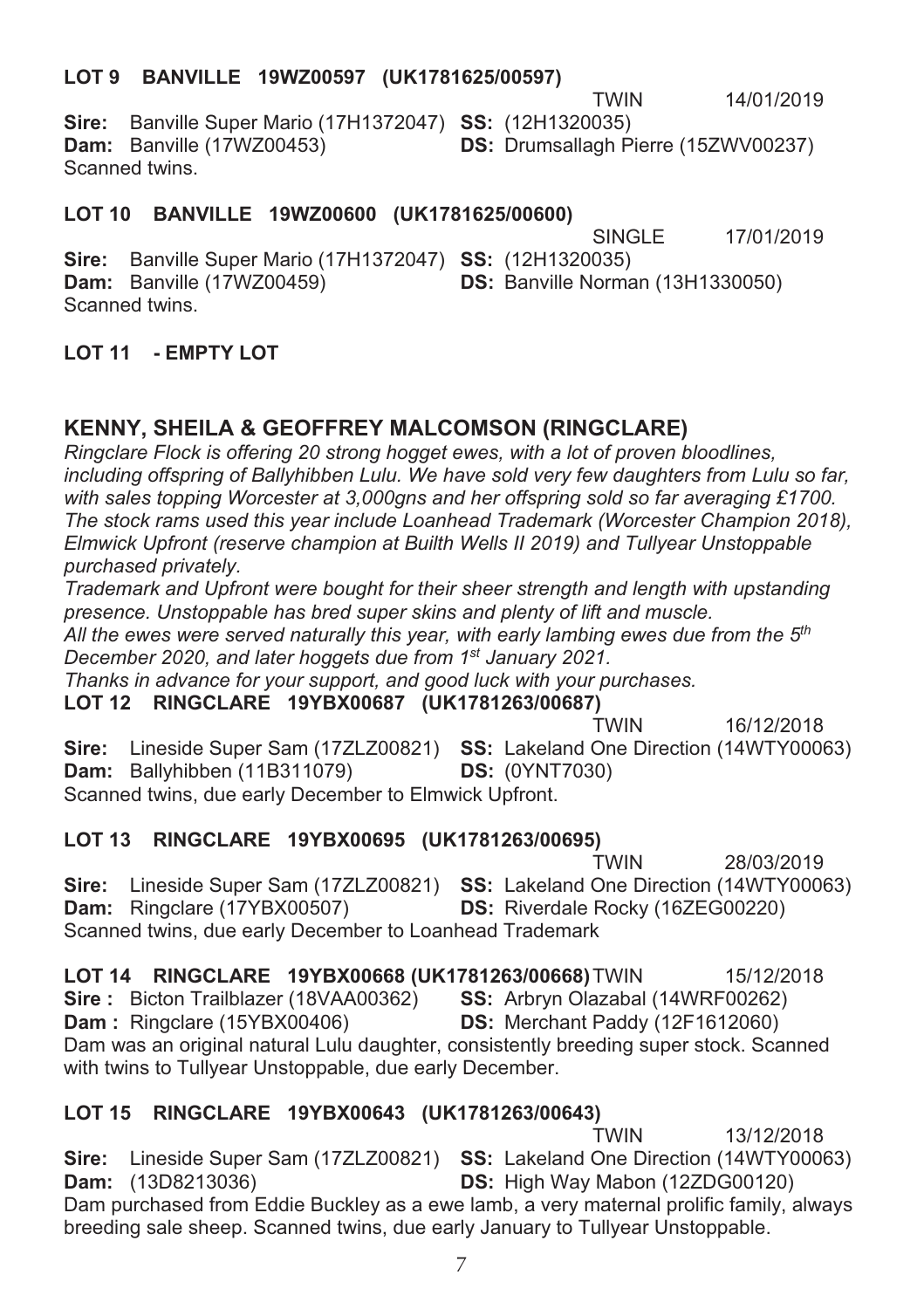### LOT 9 BANVILLE 19WZ00597 (UK1781625/00597)

TWIN 14/01/2019

**Sire:** Banville Super Mario (17H1372047) **SS:** (12H1320035)
**Dam:** Banville (17WZ00453) **DS:** Drumsallagh Pierre (15ZWV00237)
Scanned twins.

### LOT 10 BANVILLE 19WZ00600 (UK1781625/00600)

SINGLE 17/01/2019

**Sire:** Banville Super Mario (17H1372047) **SS:** (12H1320035)
**Dam:** Banville (17WZ00459) **DS:** Banville Norman (13H1330050)
Scanned twins.

### LOT 11 - EMPTY LOT

## KENNY, SHEILA & GEOFFREY MALCOMSON (RINGCLARE)

*Ringclare Flock is offering 20 strong hogget ewes, with a lot of proven bloodlines, including offspring of Ballyhibben Lulu. We have sold very few daughters from Lulu so far, with sales topping Worcester at 3,000gns and her offspring sold so far averaging £1700. The stock rams used this year include Loanhead Trademark (Worcester Champion 2018), Elmwick Upfront (reserve champion at Builth Wells II 2019) and Tullyear Unstoppable purchased privately.*

*Trademark and Upfront were bought for their sheer strength and length with upstanding presence. Unstoppable has bred super skins and plenty of lift and muscle.*

*All the ewes were served naturally this year, with early lambing ewes due from the 5th December 2020, and later hoggets due from 1st January 2021.*

*Thanks in advance for your support, and good luck with your purchases.*

### LOT 12 RINGCLARE 19YBX00687 (UK1781263/00687)

TWIN 16/12/2018

**Sire:** Lineside Super Sam (17ZLZ00821) **SS:** Lakeland One Direction (14WTY00063)
**Dam:** Ballyhibben (11B311079) **DS:** (0YNT7030)
Scanned twins, due early December to Elmwick Upfront.

### LOT 13 RINGCLARE 19YBX00695 (UK1781263/00695)

TWIN 28/03/2019

**Sire:** Lineside Super Sam (17ZLZ00821) **SS:** Lakeland One Direction (14WTY00063)
**Dam:** Ringclare (17YBX00507) **DS:** Riverdale Rocky (16ZEG00220)
Scanned twins, due early December to Loanhead Trademark

### LOT 14 RINGCLARE 19YBX00668 (UK1781263/00668)

TWIN 15/12/2018

**Sire :** Bicton Trailblazer (18VAA00362) **SS:** Arbryn Olazabal (14WRF00262)
**Dam :** Ringclare (15YBX00406) **DS:** Merchant Paddy (12F1612060)
Dam was an original natural Lulu daughter, consistently breeding super stock. Scanned with twins to Tullyear Unstoppable, due early December.

### LOT 15 RINGCLARE 19YBX00643 (UK1781263/00643)

TWIN 13/12/2018

**Sire:** Lineside Super Sam (17ZLZ00821) **SS:** Lakeland One Direction (14WTY00063)
**Dam:** (13D8213036) **DS:** High Way Mabon (12ZDG00120)
Dam purchased from Eddie Buckley as a ewe lamb, a very maternal prolific family, always breeding sale sheep. Scanned twins, due early January to Tullyear Unstoppable.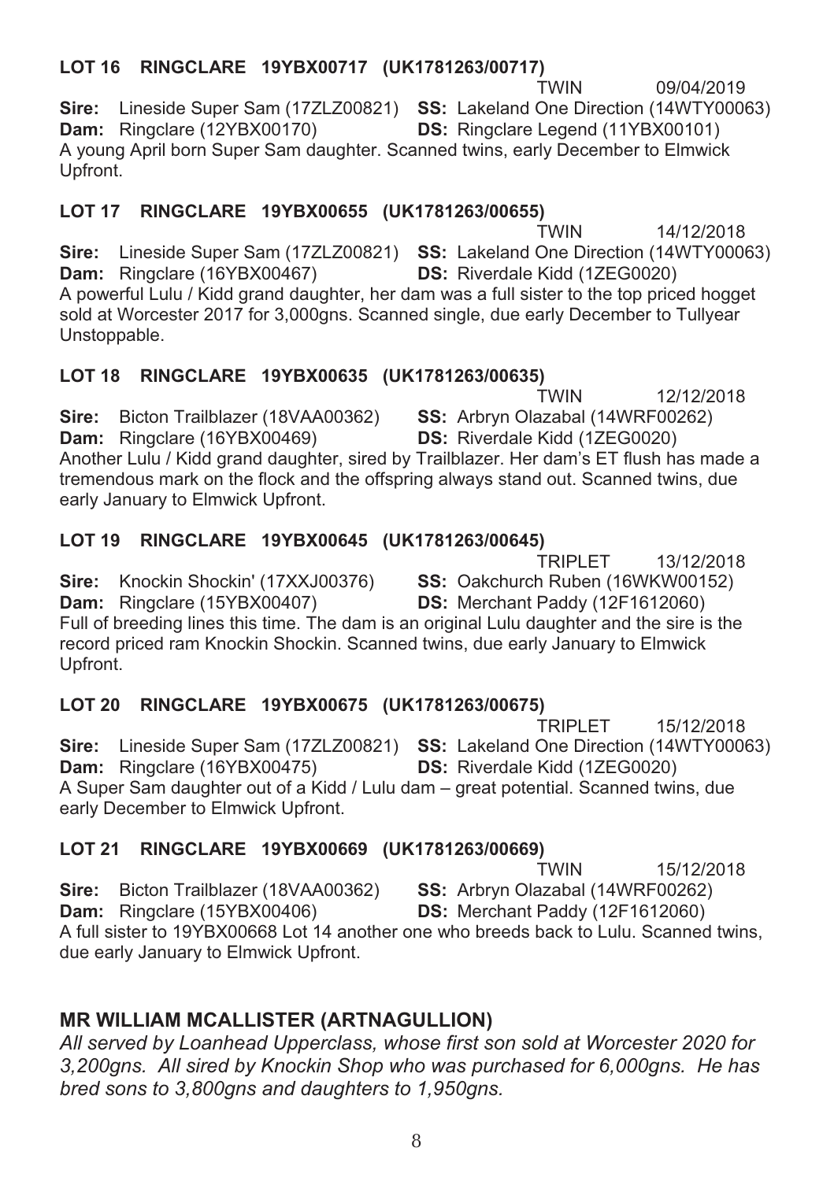**LOT 16 RINGCLARE 19YBX00717 (UK1781263/00717)**

TWIN 09/04/2019

**Sire:** Lineside Super Sam (17ZLZ00821) **SS:** Lakeland One Direction (14WTY00063)
**Dam:** Ringclare (12YBX00170) **DS:** Ringclare Legend (11YBX00101)

A young April born Super Sam daughter. Scanned twins, early December to Elmwick Upfront.

**LOT 17 RINGCLARE 19YBX00655 (UK1781263/00655)**

TWIN 14/12/2018

**Sire:** Lineside Super Sam (17ZLZ00821) **SS:** Lakeland One Direction (14WTY00063)
**Dam:** Ringclare (16YBX00467) **DS:** Riverdale Kidd (1ZEG0020)

A powerful Lulu / Kidd grand daughter, her dam was a full sister to the top priced hogget sold at Worcester 2017 for 3,000gns. Scanned single, due early December to Tullyear Unstoppable.

**LOT 18 RINGCLARE 19YBX00635 (UK1781263/00635)**

TWIN 12/12/2018

**Sire:** Bicton Trailblazer (18VAA00362) **SS:** Arbryn Olazabal (14WRF00262)
**Dam:** Ringclare (16YBX00469) **DS:** Riverdale Kidd (1ZEG0020)

Another Lulu / Kidd grand daughter, sired by Trailblazer. Her dam's ET flush has made a tremendous mark on the flock and the offspring always stand out. Scanned twins, due early January to Elmwick Upfront.

**LOT 19 RINGCLARE 19YBX00645 (UK1781263/00645)**

TRIPLET 13/12/2018

**Sire:** Knockin Shockin' (17XXJ00376) **SS:** Oakchurch Ruben (16WKW00152)
**Dam:** Ringclare (15YBX00407) **DS:** Merchant Paddy (12F1612060)

Full of breeding lines this time. The dam is an original Lulu daughter and the sire is the record priced ram Knockin Shockin. Scanned twins, due early January to Elmwick Upfront.

**LOT 20 RINGCLARE 19YBX00675 (UK1781263/00675)**

TRIPLET 15/12/2018

**Sire:** Lineside Super Sam (17ZLZ00821) **SS:** Lakeland One Direction (14WTY00063)
**Dam:** Ringclare (16YBX00475) **DS:** Riverdale Kidd (1ZEG0020)

A Super Sam daughter out of a Kidd / Lulu dam – great potential. Scanned twins, due early December to Elmwick Upfront.

**LOT 21 RINGCLARE 19YBX00669 (UK1781263/00669)**

TWIN 15/12/2018

**Sire:** Bicton Trailblazer (18VAA00362) **SS:** Arbryn Olazabal (14WRF00262)
**Dam:** Ringclare (15YBX00406) **DS:** Merchant Paddy (12F1612060)

A full sister to 19YBX00668 Lot 14 another one who breeds back to Lulu. Scanned twins, due early January to Elmwick Upfront.

## MR WILLIAM MCALLISTER (ARTNAGULLION)

*All served by Loanhead Upperclass, whose first son sold at Worcester 2020 for 3,200gns. All sired by Knockin Shop who was purchased for 6,000gns. He has bred sons to 3,800gns and daughters to 1,950gns.*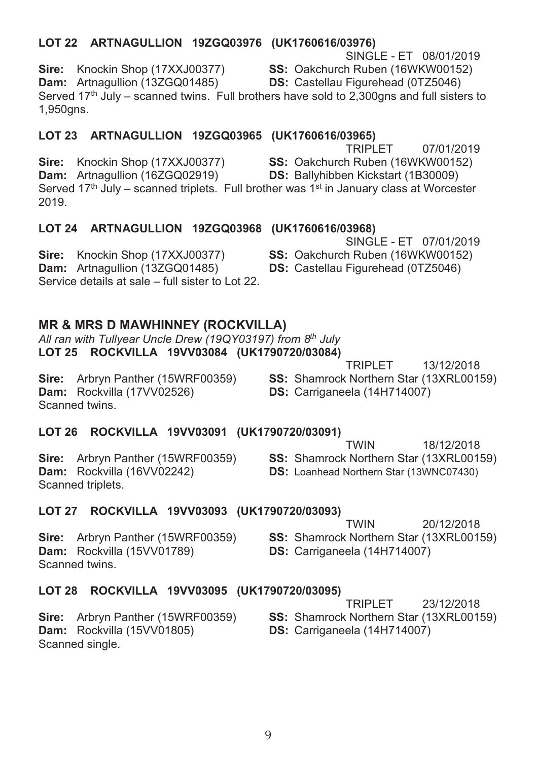**LOT 22 ARTNAGULLION 19ZGQ03976 (UK1760616/03976)**

SINGLE - ET 08/01/2019

**Sire:** Knockin Shop (17XXJ00377) **SS:** Oakchurch Ruben (16WKW00152)
**Dam:** Artnagullion (13ZGQ01485) **DS:** Castellau Figurehead (0TZ5046)

Served 17th July – scanned twins. Full brothers have sold to 2,300gns and full sisters to 1,950gns.

**LOT 23 ARTNAGULLION 19ZGQ03965 (UK1760616/03965)**

TRIPLET 07/01/2019

**Sire:** Knockin Shop (17XXJ00377) **SS:** Oakchurch Ruben (16WKW00152)
**Dam:** Artnagullion (16ZGQ02919) **DS:** Ballyhibben Kickstart (1B30009)

Served 17th July – scanned triplets. Full brother was 1st in January class at Worcester 2019.

**LOT 24 ARTNAGULLION 19ZGQ03968 (UK1760616/03968)**

SINGLE - ET 07/01/2019

**Sire:** Knockin Shop (17XXJ00377) **SS:** Oakchurch Ruben (16WKW00152)
**Dam:** Artnagullion (13ZGQ01485) **DS:** Castellau Figurehead (0TZ5046)

Service details at sale – full sister to Lot 22.

## MR & MRS D MAWHINNEY (ROCKVILLA)

*All ran with Tullyear Uncle Drew (19QY03197) from 8th July*

**LOT 25 ROCKVILLA 19VV03084 (UK1790720/03084)**

TRIPLET 13/12/2018

**Sire:** Arbryn Panther (15WRF00359) **SS:** Shamrock Northern Star (13XRL00159)
**Dam:** Rockvilla (17VV02526) **DS:** Carriganeela (14H714007)

Scanned twins.

**LOT 26 ROCKVILLA 19VV03091 (UK1790720/03091)**

TWIN 18/12/2018

**Sire:** Arbryn Panther (15WRF00359) **SS:** Shamrock Northern Star (13XRL00159)
**Dam:** Rockvilla (16VV02242) **DS:** Loanhead Northern Star (13WNC07430)

Scanned triplets.

**LOT 27 ROCKVILLA 19VV03093 (UK1790720/03093)**

TWIN 20/12/2018

**Sire:** Arbryn Panther (15WRF00359) **SS:** Shamrock Northern Star (13XRL00159)
**Dam:** Rockvilla (15VV01789) **DS:** Carriganeela (14H714007)

Scanned twins.

**LOT 28 ROCKVILLA 19VV03095 (UK1790720/03095)**

TRIPLET 23/12/2018

**Sire:** Arbryn Panther (15WRF00359) **SS:** Shamrock Northern Star (13XRL00159)
**Dam:** Rockvilla (15VV01805) **DS:** Carriganeela (14H714007)

Scanned single.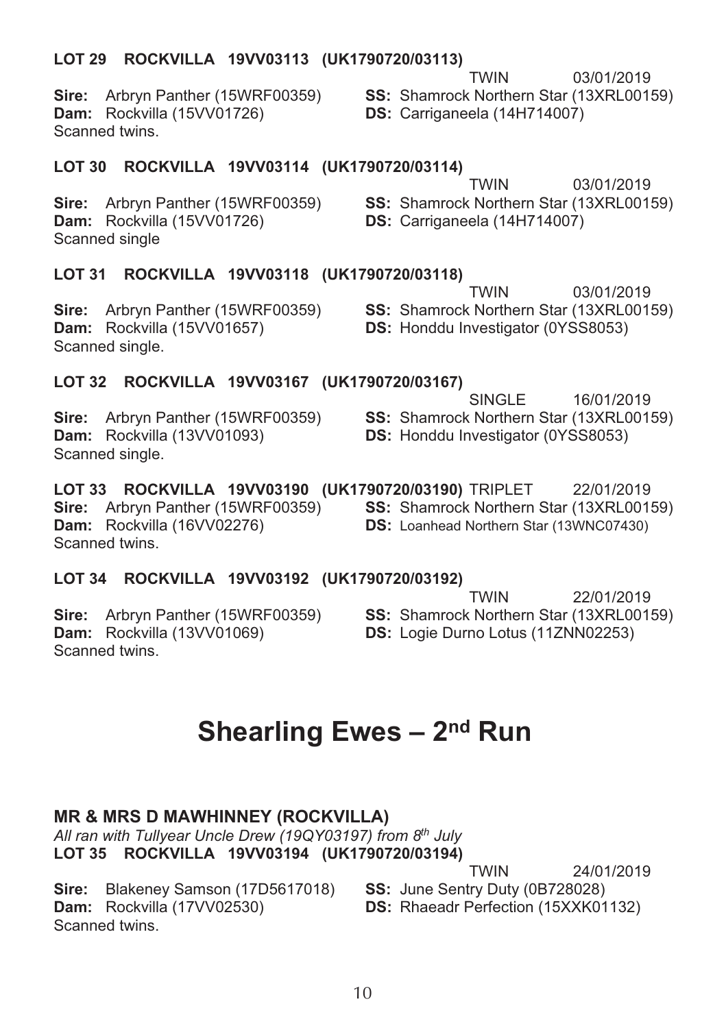**LOT 29 ROCKVILLA 19VV03113 (UK1790720/03113)**

TWIN 03/01/2019

**Sire:** Arbryn Panther (15WRF00359) **SS:** Shamrock Northern Star (13XRL00159)
**Dam:** Rockvilla (15VV01726) **DS:** Carriganeela (14H714007)
Scanned twins.

**LOT 30 ROCKVILLA 19VV03114 (UK1790720/03114)**

TWIN 03/01/2019

**Sire:** Arbryn Panther (15WRF00359) **SS:** Shamrock Northern Star (13XRL00159)
**Dam:** Rockvilla (15VV01726) **DS:** Carriganeela (14H714007)
Scanned single

**LOT 31 ROCKVILLA 19VV03118 (UK1790720/03118)**

TWIN 03/01/2019

**Sire:** Arbryn Panther (15WRF00359) **SS:** Shamrock Northern Star (13XRL00159)
**Dam:** Rockvilla (15VV01657) **DS:** Honddu Investigator (0YSS8053)
Scanned single.

**LOT 32 ROCKVILLA 19VV03167 (UK1790720/03167)**

SINGLE 16/01/2019

**Sire:** Arbryn Panther (15WRF00359) **SS:** Shamrock Northern Star (13XRL00159)
**Dam:** Rockvilla (13VV01093) **DS:** Honddu Investigator (0YSS8053)
Scanned single.

**LOT 33 ROCKVILLA 19VV03190 (UK1790720/03190)** TRIPLET 22/01/2019

**Sire:** Arbryn Panther (15WRF00359) **SS:** Shamrock Northern Star (13XRL00159)
**Dam:** Rockvilla (16VV02276) **DS:** Loanhead Northern Star (13WNC07430)
Scanned twins.

**LOT 34 ROCKVILLA 19VV03192 (UK1790720/03192)**

TWIN 22/01/2019

**Sire:** Arbryn Panther (15WRF00359) **SS:** Shamrock Northern Star (13XRL00159)
**Dam:** Rockvilla (13VV01069) **DS:** Logie Durno Lotus (11ZNN02253)
Scanned twins.

# Shearling Ewes – 2nd Run

**MR & MRS D MAWHINNEY (ROCKVILLA)**

*All ran with Tullyear Uncle Drew (19QY03197) from 8th July*

**LOT 35 ROCKVILLA 19VV03194 (UK1790720/03194)**

TWIN 24/01/2019

**Sire:** Blakeney Samson (17D5617018) **SS:** June Sentry Duty (0B728028)
**Dam:** Rockvilla (17VV02530) **DS:** Rhaeadr Perfection (15XXK01132)
Scanned twins.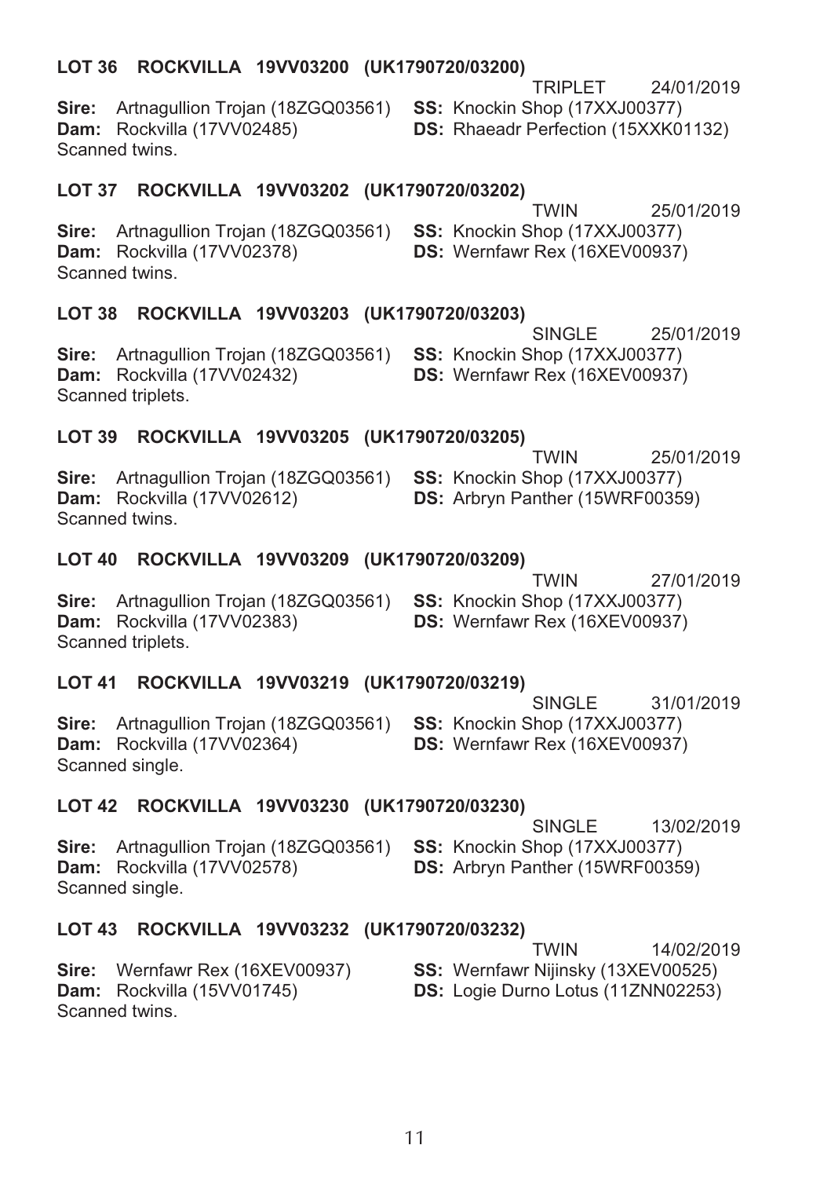**LOT 36 ROCKVILLA 19VV03200 (UK1790720/03200)**

TRIPLET 24/01/2019

**Sire:** Artnagullion Trojan (18ZGQ03561) **SS:** Knockin Shop (17XXJ00377)
**Dam:** Rockvilla (17VV02485) **DS:** Rhaeadr Perfection (15XXK01132)
Scanned twins.

**LOT 37 ROCKVILLA 19VV03202 (UK1790720/03202)**

TWIN 25/01/2019

**Sire:** Artnagullion Trojan (18ZGQ03561) **SS:** Knockin Shop (17XXJ00377)
**Dam:** Rockvilla (17VV02378) **DS:** Wernfawr Rex (16XEV00937)
Scanned twins.

**LOT 38 ROCKVILLA 19VV03203 (UK1790720/03203)**

SINGLE 25/01/2019

**Sire:** Artnagullion Trojan (18ZGQ03561) **SS:** Knockin Shop (17XXJ00377)
**Dam:** Rockvilla (17VV02432) **DS:** Wernfawr Rex (16XEV00937)
Scanned triplets.

**LOT 39 ROCKVILLA 19VV03205 (UK1790720/03205)**

TWIN 25/01/2019

**Sire:** Artnagullion Trojan (18ZGQ03561) **SS:** Knockin Shop (17XXJ00377)
**Dam:** Rockvilla (17VV02612) **DS:** Arbryn Panther (15WRF00359)
Scanned twins.

**LOT 40 ROCKVILLA 19VV03209 (UK1790720/03209)**

TWIN 27/01/2019

**Sire:** Artnagullion Trojan (18ZGQ03561) **SS:** Knockin Shop (17XXJ00377)
**Dam:** Rockvilla (17VV02383) **DS:** Wernfawr Rex (16XEV00937)
Scanned triplets.

**LOT 41 ROCKVILLA 19VV03219 (UK1790720/03219)**

SINGLE 31/01/2019

**Sire:** Artnagullion Trojan (18ZGQ03561) **SS:** Knockin Shop (17XXJ00377)
**Dam:** Rockvilla (17VV02364) **DS:** Wernfawr Rex (16XEV00937)
Scanned single.

**LOT 42 ROCKVILLA 19VV03230 (UK1790720/03230)**

SINGLE 13/02/2019

**Sire:** Artnagullion Trojan (18ZGQ03561) **SS:** Knockin Shop (17XXJ00377)
**Dam:** Rockvilla (17VV02578) **DS:** Arbryn Panther (15WRF00359)
Scanned single.

**LOT 43 ROCKVILLA 19VV03232 (UK1790720/03232)**

TWIN 14/02/2019

**Sire:** Wernfawr Rex (16XEV00937) **SS:** Wernfawr Nijinsky (13XEV00525)
**Dam:** Rockvilla (15VV01745) **DS:** Logie Durno Lotus (11ZNN02253)
Scanned twins.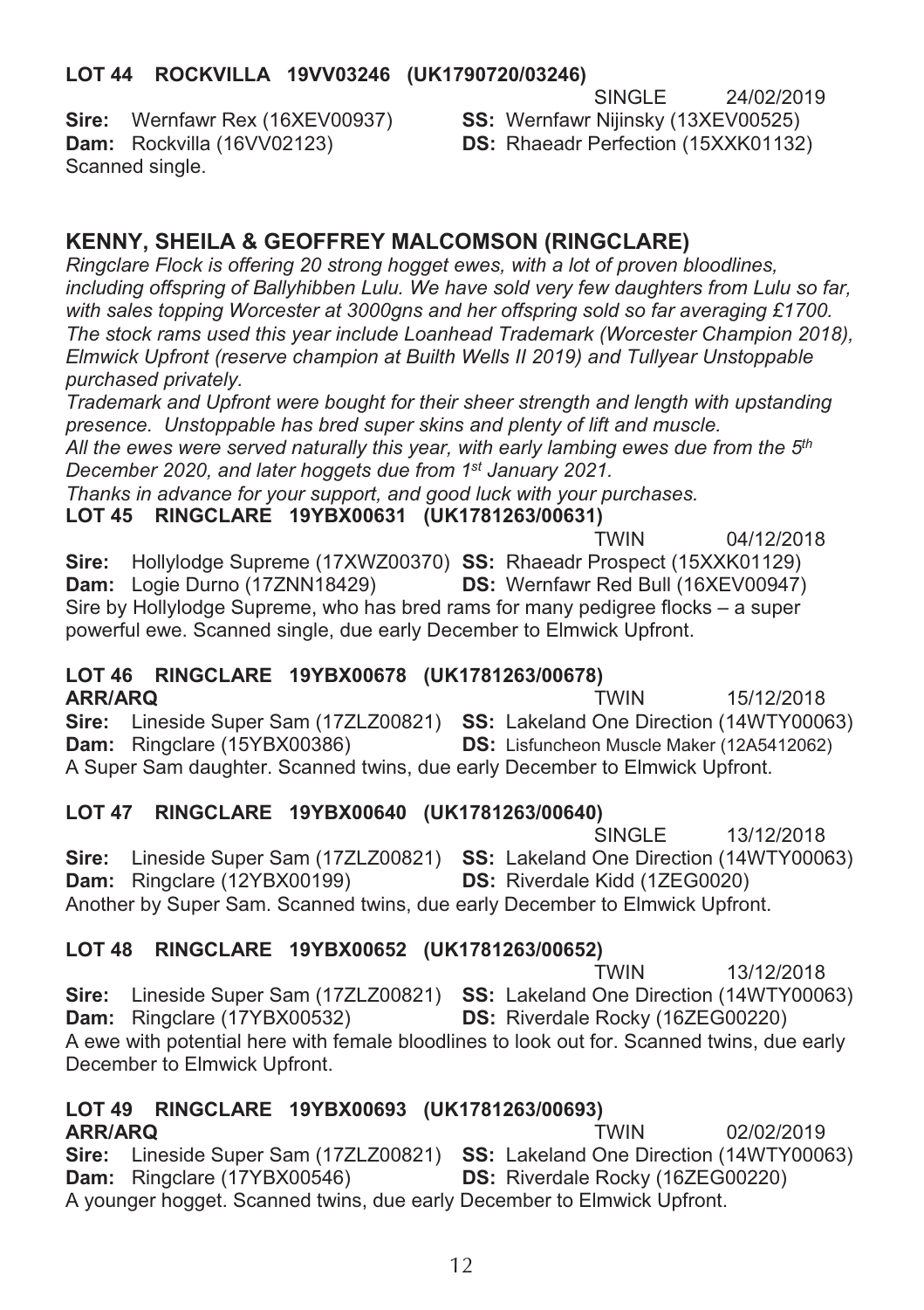### LOT 44 ROCKVILLA 19VV03246 (UK1790720/03246)

SINGLE 24/02/2019

**Sire:** Wernfawr Rex (16XEV00937) **SS:** Wernfawr Nijinsky (13XEV00525)
**Dam:** Rockvilla (16VV02123) **DS:** Rhaeadr Perfection (15XXK01132)
Scanned single.

## KENNY, SHEILA & GEOFFREY MALCOMSON (RINGCLARE)

*Ringclare Flock is offering 20 strong hogget ewes, with a lot of proven bloodlines, including offspring of Ballyhibben Lulu. We have sold very few daughters from Lulu so far, with sales topping Worcester at 3000gns and her offspring sold so far averaging £1700. The stock rams used this year include Loanhead Trademark (Worcester Champion 2018), Elmwick Upfront (reserve champion at Builth Wells II 2019) and Tullyear Unstoppable purchased privately.*

*Trademark and Upfront were bought for their sheer strength and length with upstanding presence. Unstoppable has bred super skins and plenty of lift and muscle.*

*All the ewes were served naturally this year, with early lambing ewes due from the 5th December 2020, and later hoggets due from 1st January 2021.*

*Thanks in advance for your support, and good luck with your purchases.*

### LOT 45 RINGCLARE 19YBX00631 (UK1781263/00631)

TWIN 04/12/2018

**Sire:** Hollylodge Supreme (17XWZ00370) **SS:** Rhaeadr Prospect (15XXK01129)
**Dam:** Logie Durno (17ZNN18429) **DS:** Wernfawr Red Bull (16XEV00947)
Sire by Hollylodge Supreme, who has bred rams for many pedigree flocks – a super powerful ewe. Scanned single, due early December to Elmwick Upfront.

### LOT 46 RINGCLARE 19YBX00678 (UK1781263/00678)

**ARR/ARQ** TWIN 15/12/2018

**Sire:** Lineside Super Sam (17ZLZ00821) **SS:** Lakeland One Direction (14WTY00063)
**Dam:** Ringclare (15YBX00386) **DS:** Lisfuncheon Muscle Maker (12A5412062)
A Super Sam daughter. Scanned twins, due early December to Elmwick Upfront.

### LOT 47 RINGCLARE 19YBX00640 (UK1781263/00640)

SINGLE 13/12/2018

**Sire:** Lineside Super Sam (17ZLZ00821) **SS:** Lakeland One Direction (14WTY00063)
**Dam:** Ringclare (12YBX00199) **DS:** Riverdale Kidd (1ZEG0020)
Another by Super Sam. Scanned twins, due early December to Elmwick Upfront.

### LOT 48 RINGCLARE 19YBX00652 (UK1781263/00652)

TWIN 13/12/2018

**Sire:** Lineside Super Sam (17ZLZ00821) **SS:** Lakeland One Direction (14WTY00063)
**Dam:** Ringclare (17YBX00532) **DS:** Riverdale Rocky (16ZEG00220)
A ewe with potential here with female bloodlines to look out for. Scanned twins, due early December to Elmwick Upfront.

### LOT 49 RINGCLARE 19YBX00693 (UK1781263/00693)

**ARR/ARQ** TWIN 02/02/2019

**Sire:** Lineside Super Sam (17ZLZ00821) **SS:** Lakeland One Direction (14WTY00063)
**Dam:** Ringclare (17YBX00546) **DS:** Riverdale Rocky (16ZEG00220)
A younger hogget. Scanned twins, due early December to Elmwick Upfront.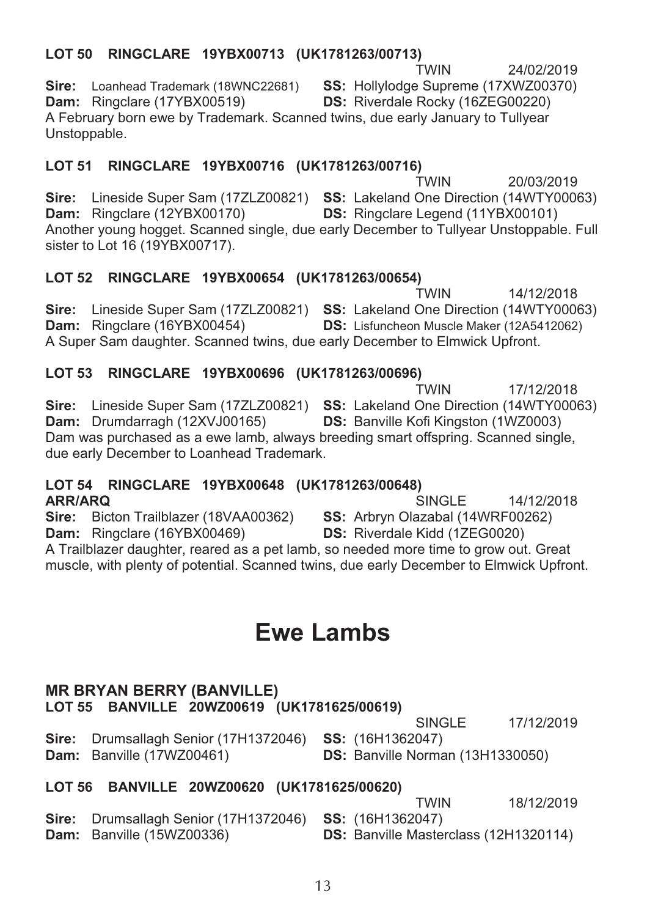### LOT 50 RINGCLARE 19YBX00713 (UK1781263/00713)

TWIN 24/02/2019

**Sire:** Loanhead Trademark (18WNC22681) **SS:** Hollylodge Supreme (17XWZ00370)
**Dam:** Ringclare (17YBX00519) **DS:** Riverdale Rocky (16ZEG00220)

A February born ewe by Trademark. Scanned twins, due early January to Tullyear Unstoppable.

### LOT 51 RINGCLARE 19YBX00716 (UK1781263/00716)

TWIN 20/03/2019

**Sire:** Lineside Super Sam (17ZLZ00821) **SS:** Lakeland One Direction (14WTY00063)
**Dam:** Ringclare (12YBX00170) **DS:** Ringclare Legend (11YBX00101)

Another young hogget. Scanned single, due early December to Tullyear Unstoppable. Full sister to Lot 16 (19YBX00717).

### LOT 52 RINGCLARE 19YBX00654 (UK1781263/00654)

TWIN 14/12/2018

**Sire:** Lineside Super Sam (17ZLZ00821) **SS:** Lakeland One Direction (14WTY00063)
**Dam:** Ringclare (16YBX00454) **DS:** Lisfuncheon Muscle Maker (12A5412062)

A Super Sam daughter. Scanned twins, due early December to Elmwick Upfront.

### LOT 53 RINGCLARE 19YBX00696 (UK1781263/00696)

TWIN 17/12/2018

**Sire:** Lineside Super Sam (17ZLZ00821) **SS:** Lakeland One Direction (14WTY00063)
**Dam:** Drumdarragh (12XVJ00165) **DS:** Banville Kofi Kingston (1WZ0003)

Dam was purchased as a ewe lamb, always breeding smart offspring. Scanned single, due early December to Loanhead Trademark.

### LOT 54 RINGCLARE 19YBX00648 (UK1781263/00648)

**ARR/ARQ** SINGLE 14/12/2018

**Sire:** Bicton Trailblazer (18VAA00362) **SS:** Arbryn Olazabal (14WRF00262)
**Dam:** Ringclare (16YBX00469) **DS:** Riverdale Kidd (1ZEG0020)

A Trailblazer daughter, reared as a pet lamb, so needed more time to grow out. Great muscle, with plenty of potential. Scanned twins, due early December to Elmwick Upfront.

# Ewe Lambs

## MR BRYAN BERRY (BANVILLE)

### LOT 55 BANVILLE 20WZ00619 (UK1781625/00619)

SINGLE 17/12/2019

**Sire:** Drumsallagh Senior (17H1372046) **SS:** (16H1362047)
**Dam:** Banville (17WZ00461) **DS:** Banville Norman (13H1330050)

### LOT 56 BANVILLE 20WZ00620 (UK1781625/00620)

TWIN 18/12/2019

**Sire:** Drumsallagh Senior (17H1372046) **SS:** (16H1362047)
**Dam:** Banville (15WZ00336) **DS:** Banville Masterclass (12H1320114)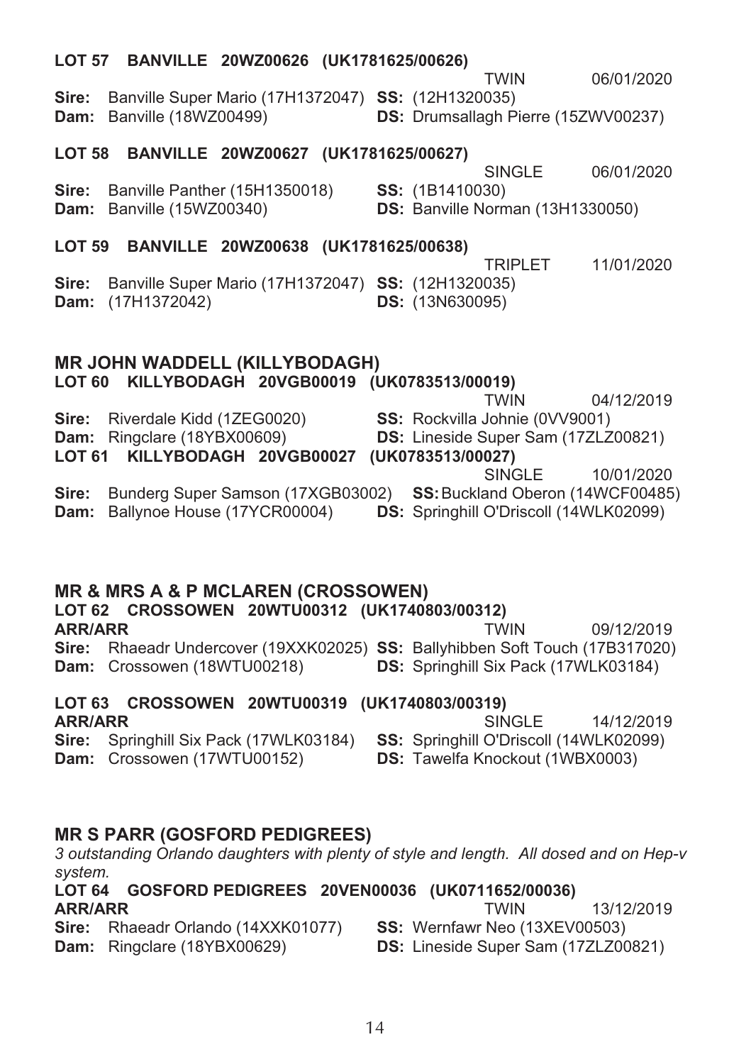**LOT 57 BANVILLE 20WZ00626 (UK1781625/00626)**

TWIN 06/01/2020

**Sire:** Banville Super Mario (17H1372047) **SS:** (12H1320035)
**Dam:** Banville (18WZ00499) **DS:** Drumsallagh Pierre (15ZWV00237)

**LOT 58 BANVILLE 20WZ00627 (UK1781625/00627)**

SINGLE 06/01/2020

**Sire:** Banville Panther (15H1350018) **SS:** (1B1410030)
**Dam:** Banville (15WZ00340) **DS:** Banville Norman (13H1330050)

**LOT 59 BANVILLE 20WZ00638 (UK1781625/00638)**

TRIPLET 11/01/2020

**Sire:** Banville Super Mario (17H1372047) **SS:** (12H1320035)
**Dam:** (17H1372042) **DS:** (13N630095)

## MR JOHN WADDELL (KILLYBODAGH)

**LOT 60 KILLYBODAGH 20VGB00019 (UK0783513/00019)**

TWIN 04/12/2019

**Sire:** Riverdale Kidd (1ZEG0020) **SS:** Rockvilla Johnie (0VV9001)
**Dam:** Ringclare (18YBX00609) **DS:** Lineside Super Sam (17ZLZ00821)

**LOT 61 KILLYBODAGH 20VGB00027 (UK0783513/00027)**

SINGLE 10/01/2020

**Sire:** Bunderg Super Samson (17XGB03002) **SS:** Buckland Oberon (14WCF00485)
**Dam:** Ballynoe House (17YCR00004) **DS:** Springhill O'Driscoll (14WLK02099)

## MR & MRS A & P MCLAREN (CROSSOWEN)

**LOT 62 CROSSOWEN 20WTU00312 (UK1740803/00312)**

**ARR/ARR** TWIN 09/12/2019

**Sire:** Rhaeadr Undercover (19XXK02025) **SS:** Ballyhibben Soft Touch (17B317020)
**Dam:** Crossowen (18WTU00218) **DS:** Springhill Six Pack (17WLK03184)

**LOT 63 CROSSOWEN 20WTU00319 (UK1740803/00319)**

**ARR/ARR** SINGLE 14/12/2019

**Sire:** Springhill Six Pack (17WLK03184) **SS:** Springhill O'Driscoll (14WLK02099)
**Dam:** Crossowen (17WTU00152) **DS:** Tawelfa Knockout (1WBX0003)

## MR S PARR (GOSFORD PEDIGREES)

*3 outstanding Orlando daughters with plenty of style and length. All dosed and on Hep-v system.*

**LOT 64 GOSFORD PEDIGREES 20VEN00036 (UK0711652/00036)**

**ARR/ARR** TWIN 13/12/2019

**Sire:** Rhaeadr Orlando (14XXK01077) **SS:** Wernfawr Neo (13XEV00503)
**Dam:** Ringclare (18YBX00629) **DS:** Lineside Super Sam (17ZLZ00821)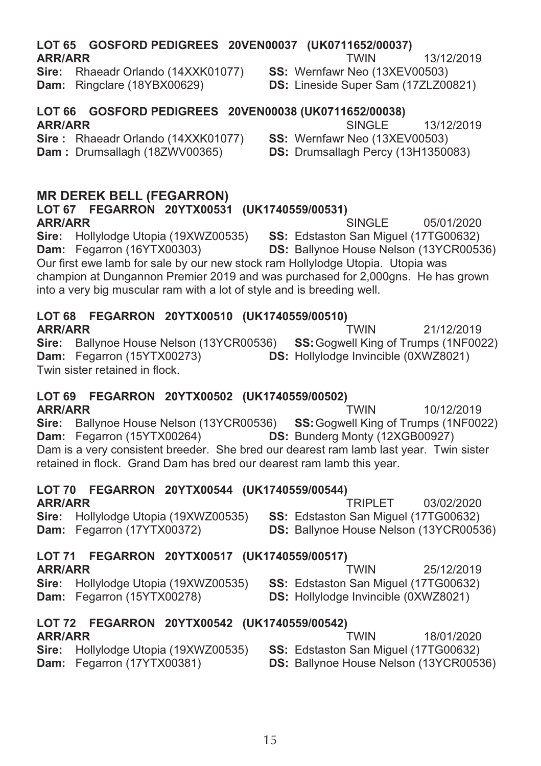### LOT 65 GOSFORD PEDIGREES 20VEN00037 (UK0711652/00037)

**ARR/ARR** TWIN 13/12/2019

**Sire:** Rhaeadr Orlando (14XXK01077) **SS:** Wernfawr Neo (13XEV00503)

**Dam:** Ringclare (18YBX00629) **DS:** Lineside Super Sam (17ZLZ00821)

### LOT 66 GOSFORD PEDIGREES 20VEN00038 (UK0711652/00038)

**ARR/ARR** SINGLE 13/12/2019

**Sire :** Rhaeadr Orlando (14XXK01077) **SS:** Wernfawr Neo (13XEV00503)

**Dam :** Drumsallagh (18ZWV00365) **DS:** Drumsallagh Percy (13H1350083)

## MR DEREK BELL (FEGARRON)

### LOT 67 FEGARRON 20YTX00531 (UK1740559/00531)

**ARR/ARR** SINGLE 05/01/2020

**Sire:** Hollylodge Utopia (19XWZ00535) **SS:** Edstaston San Miguel (17TG00632)

**Dam:** Fegarron (16YTX00303) **DS:** Ballynoe House Nelson (13YCR00536)

Our first ewe lamb for sale by our new stock ram Hollylodge Utopia. Utopia was champion at Dungannon Premier 2019 and was purchased for 2,000gns. He has grown into a very big muscular ram with a lot of style and is breeding well.

### LOT 68 FEGARRON 20YTX00510 (UK1740559/00510)

**ARR/ARR** TWIN 21/12/2019

**Sire:** Ballynoe House Nelson (13YCR00536) **SS:** Gogwell King of Trumps (1NF0022)

**Dam:** Fegarron (15YTX00273) **DS:** Hollylodge Invincible (0XWZ8021)

Twin sister retained in flock.

### LOT 69 FEGARRON 20YTX00502 (UK1740559/00502)

**ARR/ARR** TWIN 10/12/2019

**Sire:** Ballynoe House Nelson (13YCR00536) **SS:** Gogwell King of Trumps (1NF0022)

**Dam:** Fegarron (15YTX00264) **DS:** Bunderg Monty (12XGB00927)

Dam is a very consistent breeder. She bred our dearest ram lamb last year. Twin sister retained in flock. Grand Dam has bred our dearest ram lamb this year.

### LOT 70 FEGARRON 20YTX00544 (UK1740559/00544)

**ARR/ARR** TRIPLET 03/02/2020

**Sire:** Hollylodge Utopia (19XWZ00535) **SS:** Edstaston San Miguel (17TG00632)

**Dam:** Fegarron (17YTX00372) **DS:** Ballynoe House Nelson (13YCR00536)

### LOT 71 FEGARRON 20YTX00517 (UK1740559/00517)

**ARR/ARR** TWIN 25/12/2019

**Sire:** Hollylodge Utopia (19XWZ00535) **SS:** Edstaston San Miguel (17TG00632)

**Dam:** Fegarron (15YTX00278) **DS:** Hollylodge Invincible (0XWZ8021)

### LOT 72 FEGARRON 20YTX00542 (UK1740559/00542)

**ARR/ARR** TWIN 18/01/2020

**Sire:** Hollylodge Utopia (19XWZ00535) **SS:** Edstaston San Miguel (17TG00632)

**Dam:** Fegarron (17YTX00381) **DS:** Ballynoe House Nelson (13YCR00536)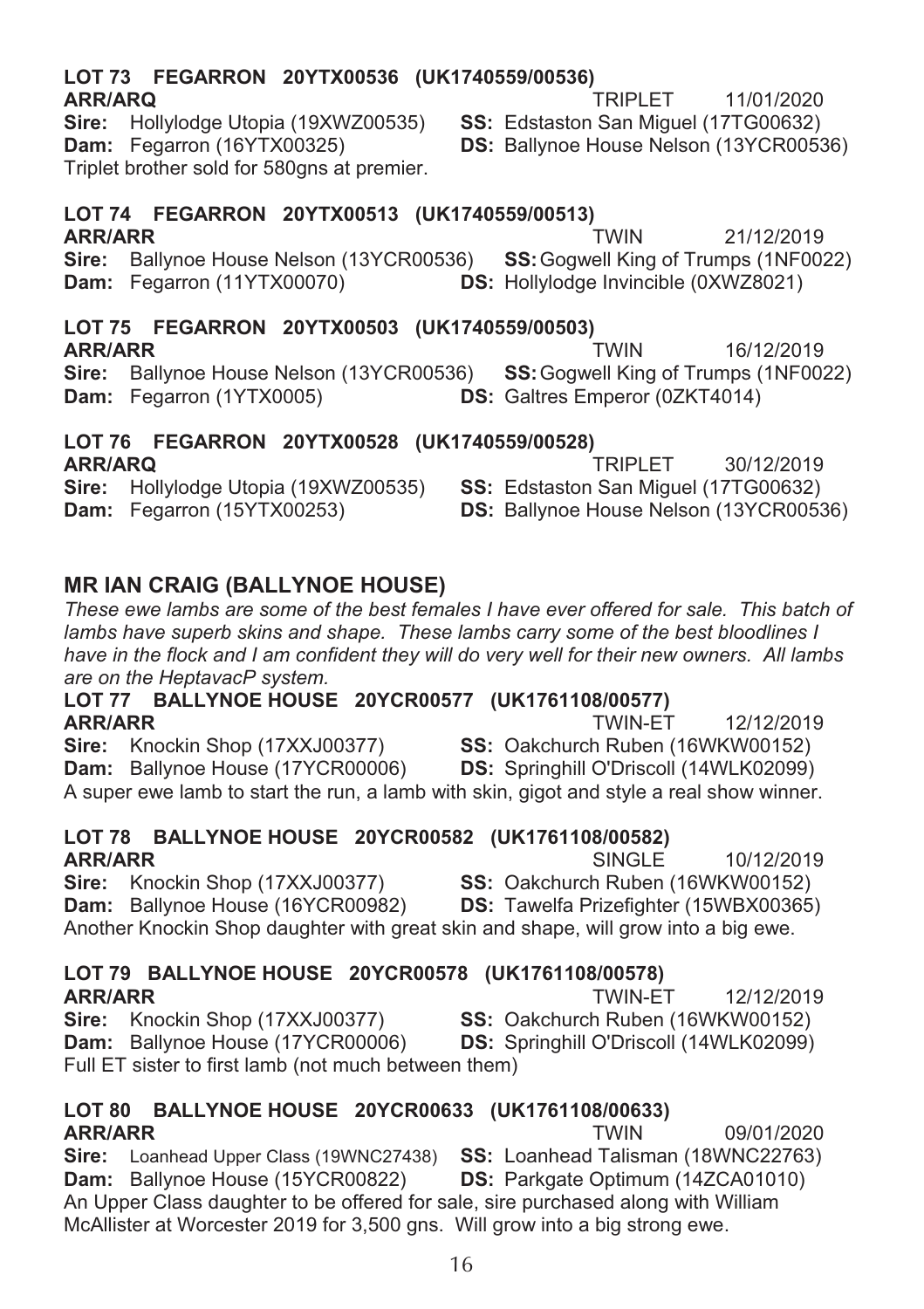**LOT 73 FEGARRON 20YTX00536 (UK1740559/00536)**
**ARR/ARQ** TRIPLET 11/01/2020
**Sire:** Hollylodge Utopia (19XWZ00535) **SS:** Edstaston San Miguel (17TG00632)
**Dam:** Fegarron (16YTX00325) **DS:** Ballynoe House Nelson (13YCR00536)
Triplet brother sold for 580gns at premier.

**LOT 74 FEGARRON 20YTX00513 (UK1740559/00513)**
**ARR/ARR** TWIN 21/12/2019
**Sire:** Ballynoe House Nelson (13YCR00536) **SS:** Gogwell King of Trumps (1NF0022)
**Dam:** Fegarron (11YTX00070) **DS:** Hollylodge Invincible (0XWZ8021)

**LOT 75 FEGARRON 20YTX00503 (UK1740559/00503)**
**ARR/ARR** TWIN 16/12/2019
**Sire:** Ballynoe House Nelson (13YCR00536) **SS:** Gogwell King of Trumps (1NF0022)
**Dam:** Fegarron (1YTX0005) **DS:** Galtres Emperor (0ZKT4014)

**LOT 76 FEGARRON 20YTX00528 (UK1740559/00528)**
**ARR/ARQ** TRIPLET 30/12/2019
**Sire:** Hollylodge Utopia (19XWZ00535) **SS:** Edstaston San Miguel (17TG00632)
**Dam:** Fegarron (15YTX00253) **DS:** Ballynoe House Nelson (13YCR00536)

## MR IAN CRAIG (BALLYNOE HOUSE)

*These ewe lambs are some of the best females I have ever offered for sale. This batch of lambs have superb skins and shape. These lambs carry some of the best bloodlines I have in the flock and I am confident they will do very well for their new owners. All lambs are on the HeptavacP system.*

**LOT 77 BALLYNOE HOUSE 20YCR00577 (UK1761108/00577)**
**ARR/ARR** TWIN-ET 12/12/2019
**Sire:** Knockin Shop (17XXJ00377) **SS:** Oakchurch Ruben (16WKW00152)
**Dam:** Ballynoe House (17YCR00006) **DS:** Springhill O'Driscoll (14WLK02099)
A super ewe lamb to start the run, a lamb with skin, gigot and style a real show winner.

**LOT 78 BALLYNOE HOUSE 20YCR00582 (UK1761108/00582)**
**ARR/ARR** SINGLE 10/12/2019
**Sire:** Knockin Shop (17XXJ00377) **SS:** Oakchurch Ruben (16WKW00152)
**Dam:** Ballynoe House (16YCR00982) **DS:** Tawelfa Prizefighter (15WBX00365)
Another Knockin Shop daughter with great skin and shape, will grow into a big ewe.

**LOT 79 BALLYNOE HOUSE 20YCR00578 (UK1761108/00578)**
**ARR/ARR** TWIN-ET 12/12/2019
**Sire:** Knockin Shop (17XXJ00377) **SS:** Oakchurch Ruben (16WKW00152)
**Dam:** Ballynoe House (17YCR00006) **DS:** Springhill O'Driscoll (14WLK02099)
Full ET sister to first lamb (not much between them)

**LOT 80 BALLYNOE HOUSE 20YCR00633 (UK1761108/00633)**
**ARR/ARR** TWIN 09/01/2020
**Sire:** Loanhead Upper Class (19WNC27438) **SS:** Loanhead Talisman (18WNC22763)
**Dam:** Ballynoe House (15YCR00822) **DS:** Parkgate Optimum (14ZCA01010)
An Upper Class daughter to be offered for sale, sire purchased along with William McAllister at Worcester 2019 for 3,500 gns. Will grow into a big strong ewe.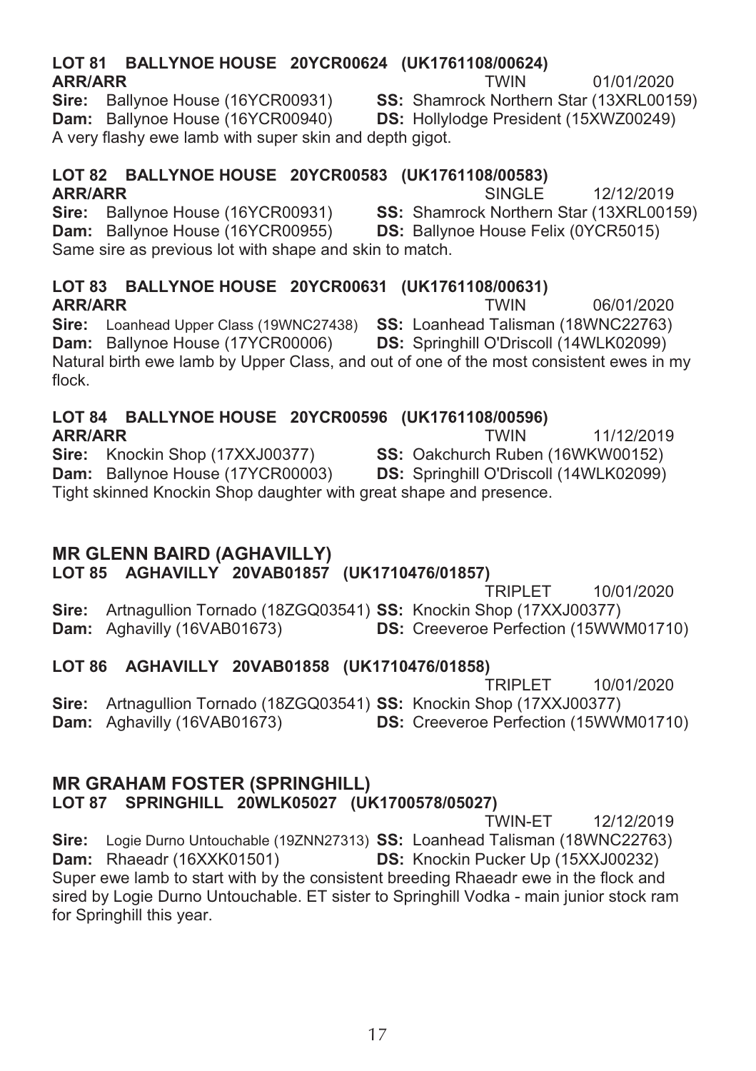### LOT 81 BALLYNOE HOUSE 20YCR00624 (UK1761108/00624)

**ARR/ARR** TWIN 01/01/2020

**Sire:** Ballynoe House (16YCR00931) **SS:** Shamrock Northern Star (13XRL00159)
**Dam:** Ballynoe House (16YCR00940) **DS:** Hollylodge President (15XWZ00249)

A very flashy ewe lamb with super skin and depth gigot.

### LOT 82 BALLYNOE HOUSE 20YCR00583 (UK1761108/00583)

**ARR/ARR** SINGLE 12/12/2019

**Sire:** Ballynoe House (16YCR00931) **SS:** Shamrock Northern Star (13XRL00159)
**Dam:** Ballynoe House (16YCR00955) **DS:** Ballynoe House Felix (0YCR5015)

Same sire as previous lot with shape and skin to match.

### LOT 83 BALLYNOE HOUSE 20YCR00631 (UK1761108/00631)

**ARR/ARR** TWIN 06/01/2020

**Sire:** Loanhead Upper Class (19WNC27438) **SS:** Loanhead Talisman (18WNC22763)
**Dam:** Ballynoe House (17YCR00006) **DS:** Springhill O'Driscoll (14WLK02099)

Natural birth ewe lamb by Upper Class, and out of one of the most consistent ewes in my flock.

### LOT 84 BALLYNOE HOUSE 20YCR00596 (UK1761108/00596)

**ARR/ARR** TWIN 11/12/2019

**Sire:** Knockin Shop (17XXJ00377) **SS:** Oakchurch Ruben (16WKW00152)
**Dam:** Ballynoe House (17YCR00003) **DS:** Springhill O'Driscoll (14WLK02099)

Tight skinned Knockin Shop daughter with great shape and presence.

## MR GLENN BAIRD (AGHAVILLY)

### LOT 85 AGHAVILLY 20VAB01857 (UK1710476/01857)

TRIPLET 10/01/2020

**Sire:** Artnagullion Tornado (18ZGQ03541) **SS:** Knockin Shop (17XXJ00377)
**Dam:** Aghavilly (16VAB01673) **DS:** Creeveroe Perfection (15WWM01710)

### LOT 86 AGHAVILLY 20VAB01858 (UK1710476/01858)

TRIPLET 10/01/2020

**Sire:** Artnagullion Tornado (18ZGQ03541) **SS:** Knockin Shop (17XXJ00377)
**Dam:** Aghavilly (16VAB01673) **DS:** Creeveroe Perfection (15WWM01710)

## MR GRAHAM FOSTER (SPRINGHILL)

### LOT 87 SPRINGHILL 20WLK05027 (UK1700578/05027)

TWIN-ET 12/12/2019

**Sire:** Logie Durno Untouchable (19ZNN27313) **SS:** Loanhead Talisman (18WNC22763)
**Dam:** Rhaeadr (16XXK01501) **DS:** Knockin Pucker Up (15XXJ00232)

Super ewe lamb to start with by the consistent breeding Rhaeadr ewe in the flock and sired by Logie Durno Untouchable. ET sister to Springhill Vodka - main junior stock ram for Springhill this year.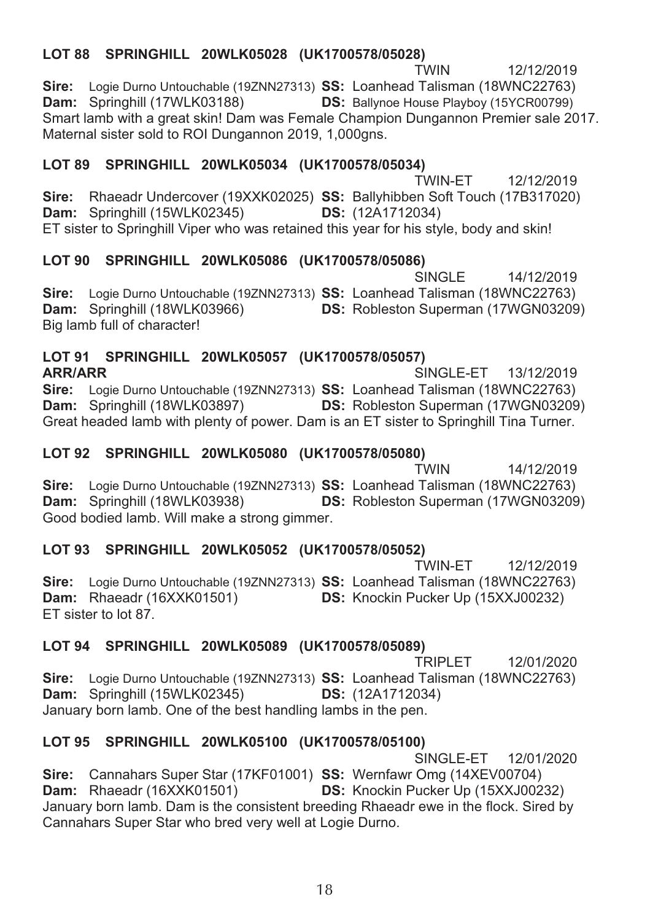### LOT 88 SPRINGHILL 20WLK05028 (UK1700578/05028)

TWIN 12/12/2019

**Sire:** Logie Durno Untouchable (19ZNN27313) **SS:** Loanhead Talisman (18WNC22763)
**Dam:** Springhill (17WLK03188) **DS:** Ballynoe House Playboy (15YCR00799)

Smart lamb with a great skin! Dam was Female Champion Dungannon Premier sale 2017. Maternal sister sold to ROI Dungannon 2019, 1,000gns.

### LOT 89 SPRINGHILL 20WLK05034 (UK1700578/05034)

TWIN-ET 12/12/2019

**Sire:** Rhaeadr Undercover (19XXK02025) **SS:** Ballyhibben Soft Touch (17B317020)
**Dam:** Springhill (15WLK02345) **DS:** (12A1712034)

ET sister to Springhill Viper who was retained this year for his style, body and skin!

### LOT 90 SPRINGHILL 20WLK05086 (UK1700578/05086)

SINGLE 14/12/2019

**Sire:** Logie Durno Untouchable (19ZNN27313) **SS:** Loanhead Talisman (18WNC22763)
**Dam:** Springhill (18WLK03966) **DS:** Robleston Superman (17WGN03209)

Big lamb full of character!

### LOT 91 SPRINGHILL 20WLK05057 (UK1700578/05057)

**ARR/ARR** SINGLE-ET 13/12/2019

**Sire:** Logie Durno Untouchable (19ZNN27313) **SS:** Loanhead Talisman (18WNC22763)
**Dam:** Springhill (18WLK03897) **DS:** Robleston Superman (17WGN03209)

Great headed lamb with plenty of power. Dam is an ET sister to Springhill Tina Turner.

### LOT 92 SPRINGHILL 20WLK05080 (UK1700578/05080)

TWIN 14/12/2019

**Sire:** Logie Durno Untouchable (19ZNN27313) **SS:** Loanhead Talisman (18WNC22763)
**Dam:** Springhill (18WLK03938) **DS:** Robleston Superman (17WGN03209)

Good bodied lamb. Will make a strong gimmer.

### LOT 93 SPRINGHILL 20WLK05052 (UK1700578/05052)

TWIN-ET 12/12/2019

**Sire:** Logie Durno Untouchable (19ZNN27313) **SS:** Loanhead Talisman (18WNC22763)
**Dam:** Rhaeadr (16XXK01501) **DS:** Knockin Pucker Up (15XXJ00232)

ET sister to lot 87.

### LOT 94 SPRINGHILL 20WLK05089 (UK1700578/05089)

TRIPLET 12/01/2020

**Sire:** Logie Durno Untouchable (19ZNN27313) **SS:** Loanhead Talisman (18WNC22763)
**Dam:** Springhill (15WLK02345) **DS:** (12A1712034)

January born lamb. One of the best handling lambs in the pen.

### LOT 95 SPRINGHILL 20WLK05100 (UK1700578/05100)

SINGLE-ET 12/01/2020

**Sire:** Cannahars Super Star (17KF01001) **SS:** Wernfawr Omg (14XEV00704)
**Dam:** Rhaeadr (16XXK01501) **DS:** Knockin Pucker Up (15XXJ00232)

January born lamb. Dam is the consistent breeding Rhaeadr ewe in the flock. Sired by Cannahars Super Star who bred very well at Logie Durno.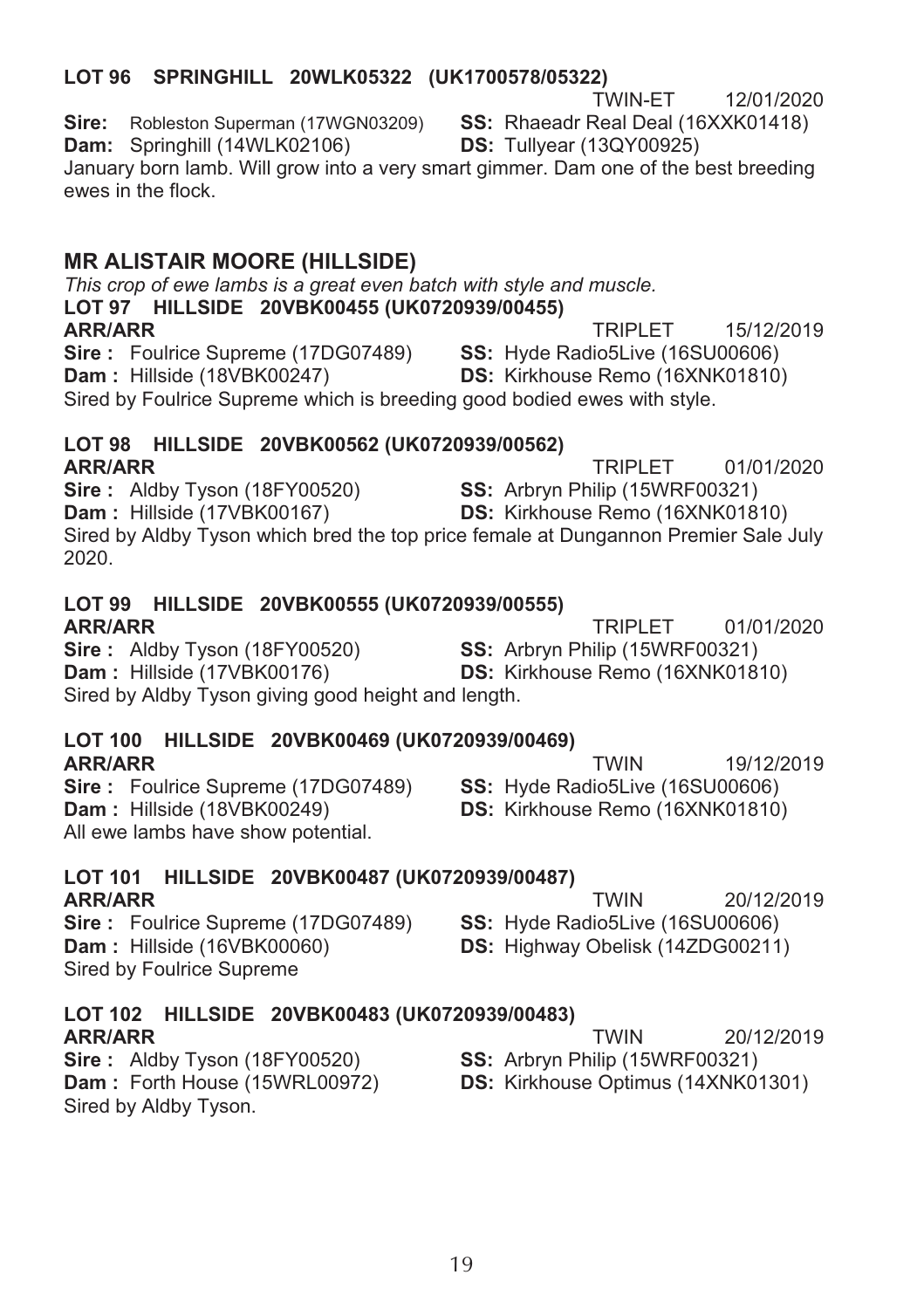### LOT 96 SPRINGHILL 20WLK05322 (UK1700578/05322)

TWIN-ET 12/01/2020

**Sire:** Robleston Superman (17WGN03209) **SS:** Rhaeadr Real Deal (16XXK01418)
**Dam:** Springhill (14WLK02106) **DS:** Tullyear (13QY00925)

January born lamb. Will grow into a very smart gimmer. Dam one of the best breeding ewes in the flock.

## MR ALISTAIR MOORE (HILLSIDE)

*This crop of ewe lambs is a great even batch with style and muscle.*

### LOT 97 HILLSIDE 20VBK00455 (UK0720939/00455)

**ARR/ARR** TRIPLET 15/12/2019

**Sire :** Foulrice Supreme (17DG07489) **SS:** Hyde Radio5Live (16SU00606)
**Dam :** Hillside (18VBK00247) **DS:** Kirkhouse Remo (16XNK01810)

Sired by Foulrice Supreme which is breeding good bodied ewes with style.

### LOT 98 HILLSIDE 20VBK00562 (UK0720939/00562)

**ARR/ARR** TRIPLET 01/01/2020

**Sire :** Aldby Tyson (18FY00520) **SS:** Arbryn Philip (15WRF00321)
**Dam :** Hillside (17VBK00167) **DS:** Kirkhouse Remo (16XNK01810)

Sired by Aldby Tyson which bred the top price female at Dungannon Premier Sale July 2020.

### LOT 99 HILLSIDE 20VBK00555 (UK0720939/00555)

**ARR/ARR** TRIPLET 01/01/2020

**Sire :** Aldby Tyson (18FY00520) **SS:** Arbryn Philip (15WRF00321)
**Dam :** Hillside (17VBK00176) **DS:** Kirkhouse Remo (16XNK01810)

Sired by Aldby Tyson giving good height and length.

### LOT 100 HILLSIDE 20VBK00469 (UK0720939/00469)

**ARR/ARR** TWIN 19/12/2019

**Sire :** Foulrice Supreme (17DG07489) **SS:** Hyde Radio5Live (16SU00606)
**Dam :** Hillside (18VBK00249) **DS:** Kirkhouse Remo (16XNK01810)

All ewe lambs have show potential.

### LOT 101 HILLSIDE 20VBK00487 (UK0720939/00487)

**ARR/ARR** TWIN 20/12/2019

**Sire :** Foulrice Supreme (17DG07489) **SS:** Hyde Radio5Live (16SU00606)
**Dam :** Hillside (16VBK00060) **DS:** Highway Obelisk (14ZDG00211)

Sired by Foulrice Supreme

### LOT 102 HILLSIDE 20VBK00483 (UK0720939/00483)

**ARR/ARR** TWIN 20/12/2019

**Sire :** Aldby Tyson (18FY00520) **SS:** Arbryn Philip (15WRF00321)
**Dam :** Forth House (15WRL00972) **DS:** Kirkhouse Optimus (14XNK01301)

Sired by Aldby Tyson.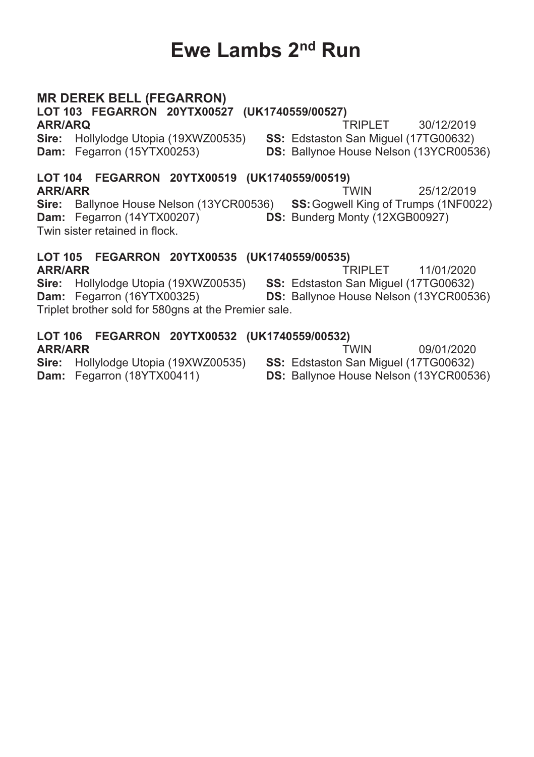# Ewe Lambs 2nd Run

## MR DEREK BELL (FEGARRON)

**LOT 103 FEGARRON 20YTX00527 (UK1740559/00527)**
**ARR/ARQ** TRIPLET 30/12/2019
**Sire:** Hollylodge Utopia (19XWZ00535) **SS:** Edstaston San Miguel (17TG00632)
**Dam:** Fegarron (15YTX00253) **DS:** Ballynoe House Nelson (13YCR00536)

**LOT 104 FEGARRON 20YTX00519 (UK1740559/00519)**
**ARR/ARR** TWIN 25/12/2019
**Sire:** Ballynoe House Nelson (13YCR00536) **SS:** Gogwell King of Trumps (1NF0022)
**Dam:** Fegarron (14YTX00207) **DS:** Bunderg Monty (12XGB00927)
Twin sister retained in flock.

**LOT 105 FEGARRON 20YTX00535 (UK1740559/00535)**
**ARR/ARR** TRIPLET 11/01/2020
**Sire:** Hollylodge Utopia (19XWZ00535) **SS:** Edstaston San Miguel (17TG00632)
**Dam:** Fegarron (16YTX00325) **DS:** Ballynoe House Nelson (13YCR00536)
Triplet brother sold for 580gns at the Premier sale.

**LOT 106 FEGARRON 20YTX00532 (UK1740559/00532)**
**ARR/ARR** TWIN 09/01/2020
**Sire:** Hollylodge Utopia (19XWZ00535) **SS:** Edstaston San Miguel (17TG00632)
**Dam:** Fegarron (18YTX00411) **DS:** Ballynoe House Nelson (13YCR00536)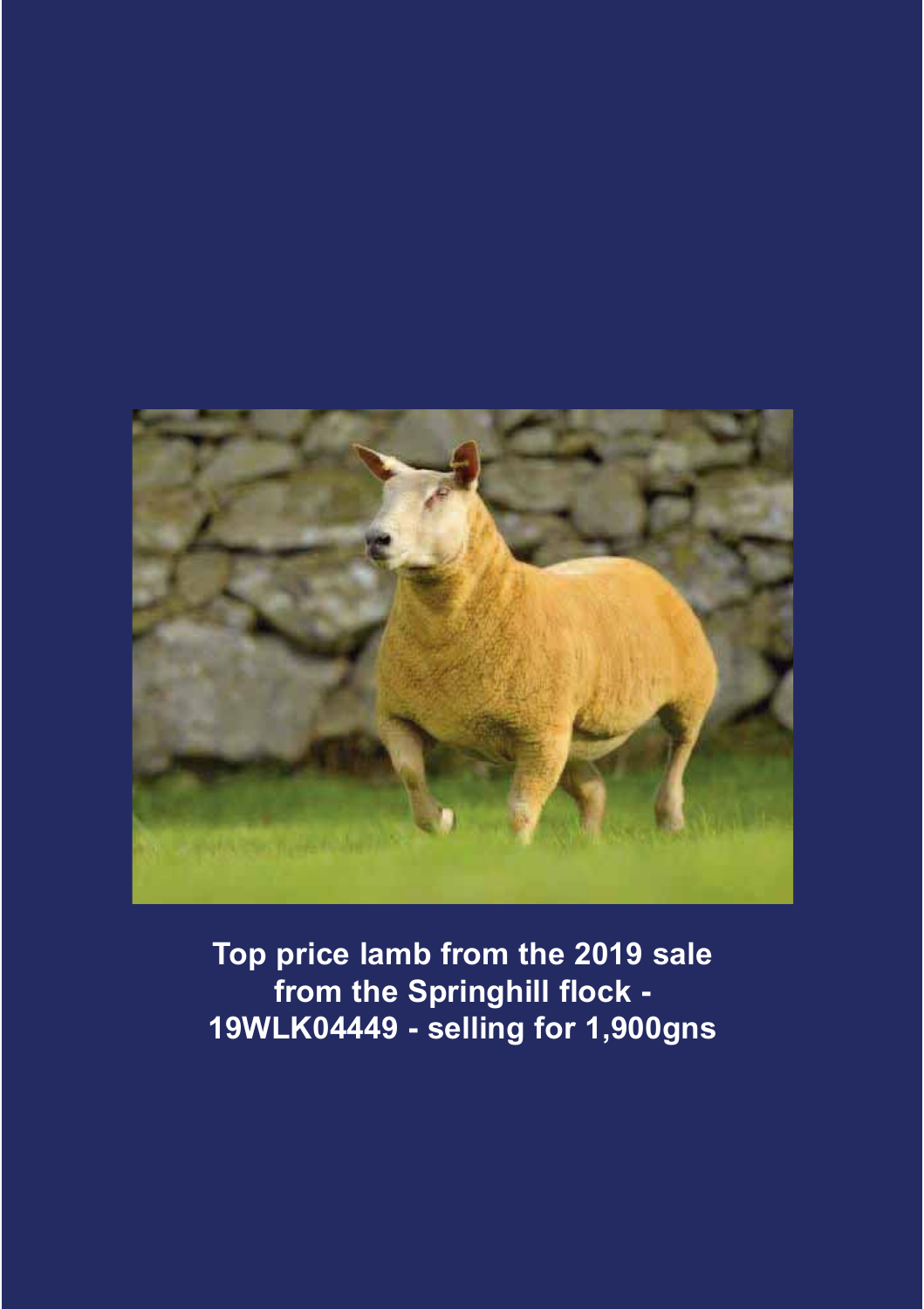**Top price lamb from the 2019 sale from the Springhill flock - 19WLK04449 - selling for 1,900gns**